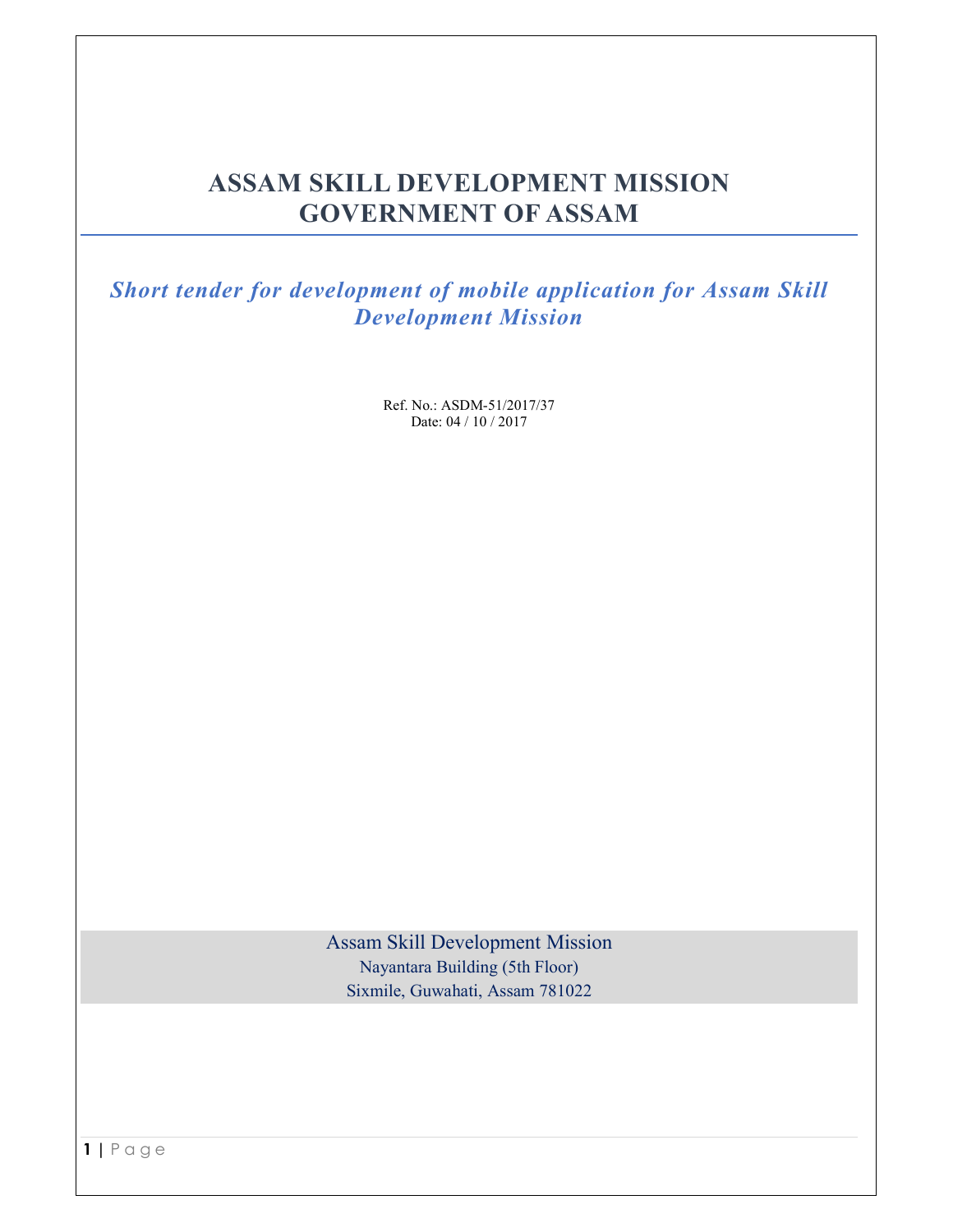# ASSAM SKILL DEVELOPMENT MISSION
# GOVERNMENT OF ASSAM

## *Short tender for development of mobile application for Assam Skill Development Mission*

Ref. No.: ASDM-51/2017/37
Date: 04 / 10 / 2017

Assam Skill Development Mission
Nayantara Building (5th Floor)
Sixmile, Guwahati, Assam 781022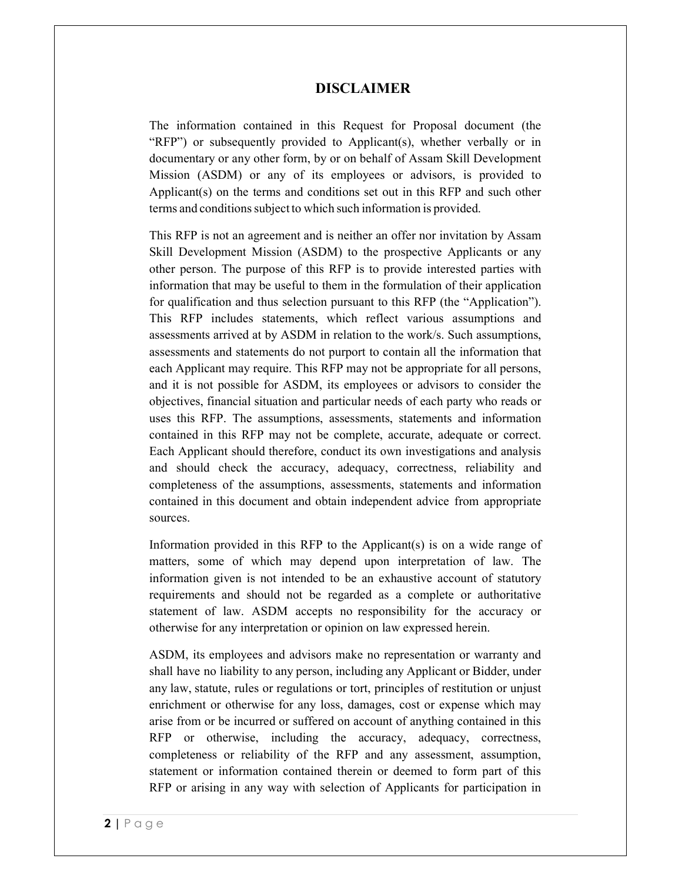# DISCLAIMER

The information contained in this Request for Proposal document (the "RFP") or subsequently provided to Applicant(s), whether verbally or in documentary or any other form, by or on behalf of Assam Skill Development Mission (ASDM) or any of its employees or advisors, is provided to Applicant(s) on the terms and conditions set out in this RFP and such other terms and conditions subject to which such information is provided.

This RFP is not an agreement and is neither an offer nor invitation by Assam Skill Development Mission (ASDM) to the prospective Applicants or any other person. The purpose of this RFP is to provide interested parties with information that may be useful to them in the formulation of their application for qualification and thus selection pursuant to this RFP (the "Application"). This RFP includes statements, which reflect various assumptions and assessments arrived at by ASDM in relation to the work/s. Such assumptions, assessments and statements do not purport to contain all the information that each Applicant may require. This RFP may not be appropriate for all persons, and it is not possible for ASDM, its employees or advisors to consider the objectives, financial situation and particular needs of each party who reads or uses this RFP. The assumptions, assessments, statements and information contained in this RFP may not be complete, accurate, adequate or correct. Each Applicant should therefore, conduct its own investigations and analysis and should check the accuracy, adequacy, correctness, reliability and completeness of the assumptions, assessments, statements and information contained in this document and obtain independent advice from appropriate sources.

Information provided in this RFP to the Applicant(s) is on a wide range of matters, some of which may depend upon interpretation of law. The information given is not intended to be an exhaustive account of statutory requirements and should not be regarded as a complete or authoritative statement of law. ASDM accepts no responsibility for the accuracy or otherwise for any interpretation or opinion on law expressed herein.

ASDM, its employees and advisors make no representation or warranty and shall have no liability to any person, including any Applicant or Bidder, under any law, statute, rules or regulations or tort, principles of restitution or unjust enrichment or otherwise for any loss, damages, cost or expense which may arise from or be incurred or suffered on account of anything contained in this RFP or otherwise, including the accuracy, adequacy, correctness, completeness or reliability of the RFP and any assessment, assumption, statement or information contained therein or deemed to form part of this RFP or arising in any way with selection of Applicants for participation in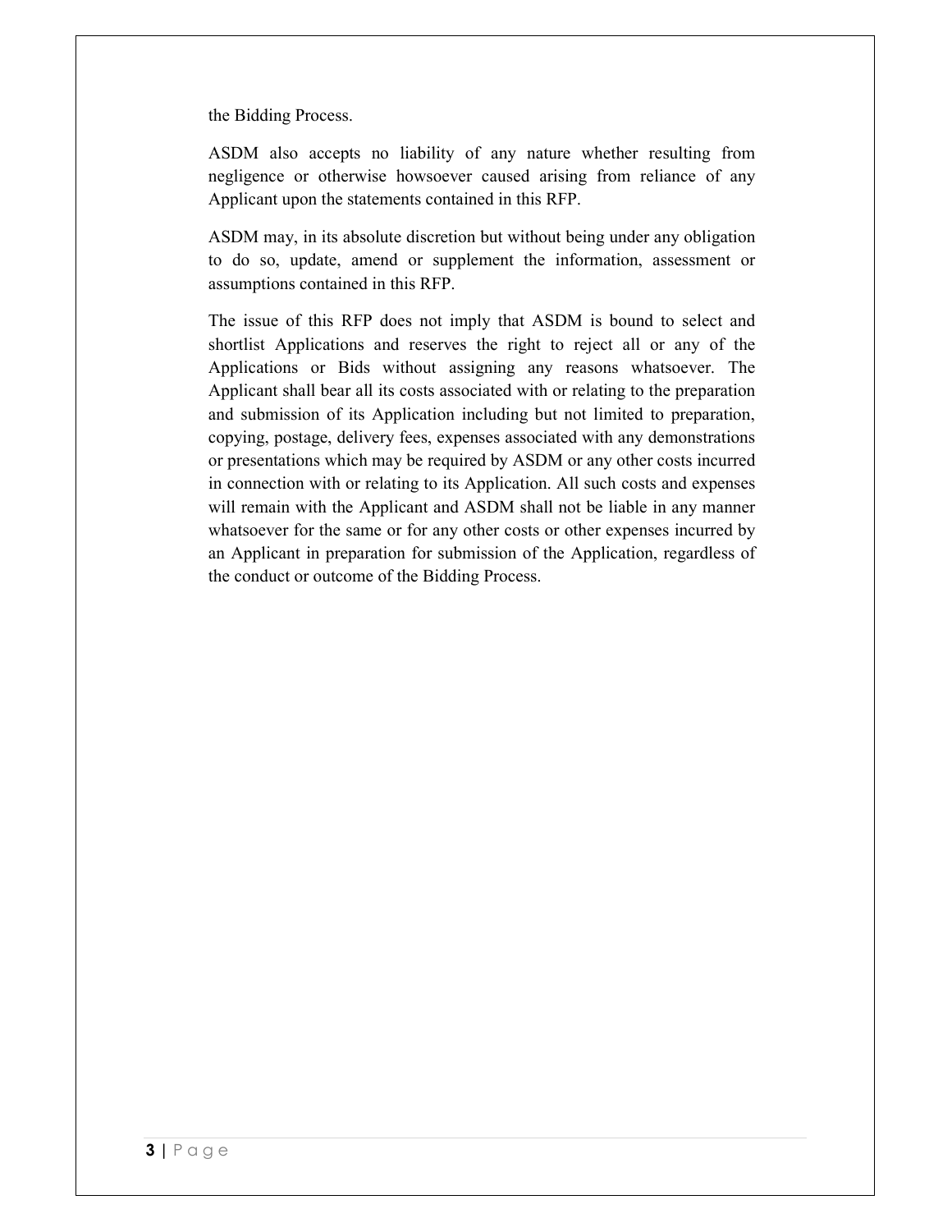the Bidding Process.

ASDM also accepts no liability of any nature whether resulting from negligence or otherwise howsoever caused arising from reliance of any Applicant upon the statements contained in this RFP.

ASDM may, in its absolute discretion but without being under any obligation to do so, update, amend or supplement the information, assessment or assumptions contained in this RFP.

The issue of this RFP does not imply that ASDM is bound to select and shortlist Applications and reserves the right to reject all or any of the Applications or Bids without assigning any reasons whatsoever. The Applicant shall bear all its costs associated with or relating to the preparation and submission of its Application including but not limited to preparation, copying, postage, delivery fees, expenses associated with any demonstrations or presentations which may be required by ASDM or any other costs incurred in connection with or relating to its Application. All such costs and expenses will remain with the Applicant and ASDM shall not be liable in any manner whatsoever for the same or for any other costs or other expenses incurred by an Applicant in preparation for submission of the Application, regardless of the conduct or outcome of the Bidding Process.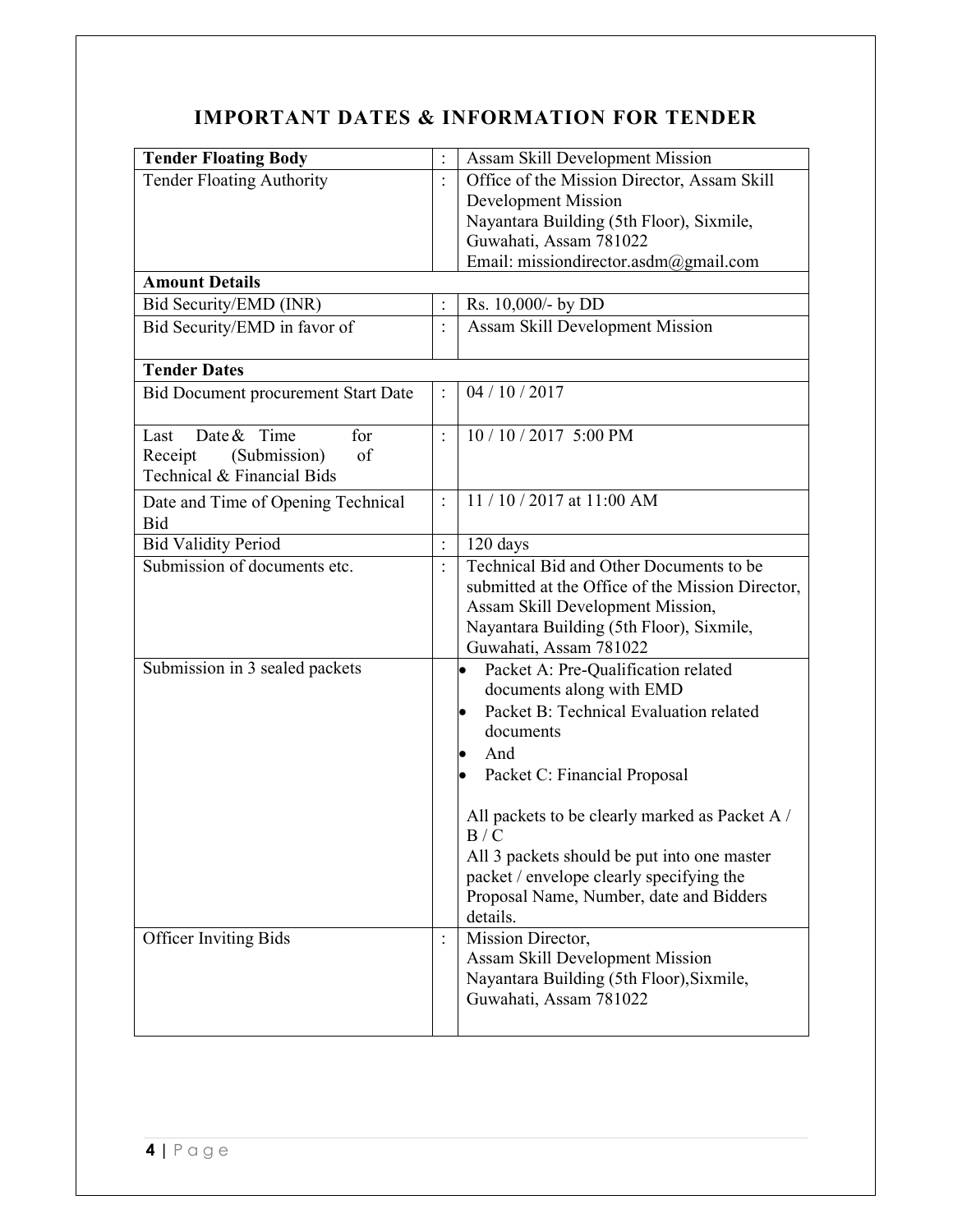# IMPORTANT DATES & INFORMATION FOR TENDER

| **Tender Floating Body** | : | Assam Skill Development Mission |
|---|---|---|
| Tender Floating Authority | : | Office of the Mission Director, Assam Skill Development Mission<br>Nayantara Building (5th Floor), Sixmile, Guwahati, Assam 781022<br>Email: missiondirector.asdm@gmail.com |
| **Amount Details** | | |
| Bid Security/EMD (INR) | : | Rs. 10,000/- by DD |
| Bid Security/EMD in favor of | : | Assam Skill Development Mission |
| **Tender Dates** | | |
| Bid Document procurement Start Date | : | 04 / 10 / 2017 |
| Last Date & Time for Receipt (Submission) of Technical & Financial Bids | : | 10 / 10 / 2017 5:00 PM |
| Date and Time of Opening Technical Bid | : | 11 / 10 / 2017 at 11:00 AM |
| Bid Validity Period | : | 120 days |
| Submission of documents etc. | : | Technical Bid and Other Documents to be submitted at the Office of the Mission Director, Assam Skill Development Mission, Nayantara Building (5th Floor), Sixmile, Guwahati, Assam 781022 |
| Submission in 3 sealed packets | | • Packet A: Pre-Qualification related documents along with EMD<br>• Packet B: Technical Evaluation related documents<br>• And<br>• Packet C: Financial Proposal<br><br>All packets to be clearly marked as Packet A / B / C<br>All 3 packets should be put into one master packet / envelope clearly specifying the Proposal Name, Number, date and Bidders details. |
| Officer Inviting Bids | : | Mission Director,<br>Assam Skill Development Mission<br>Nayantara Building (5th Floor),Sixmile, Guwahati, Assam 781022 |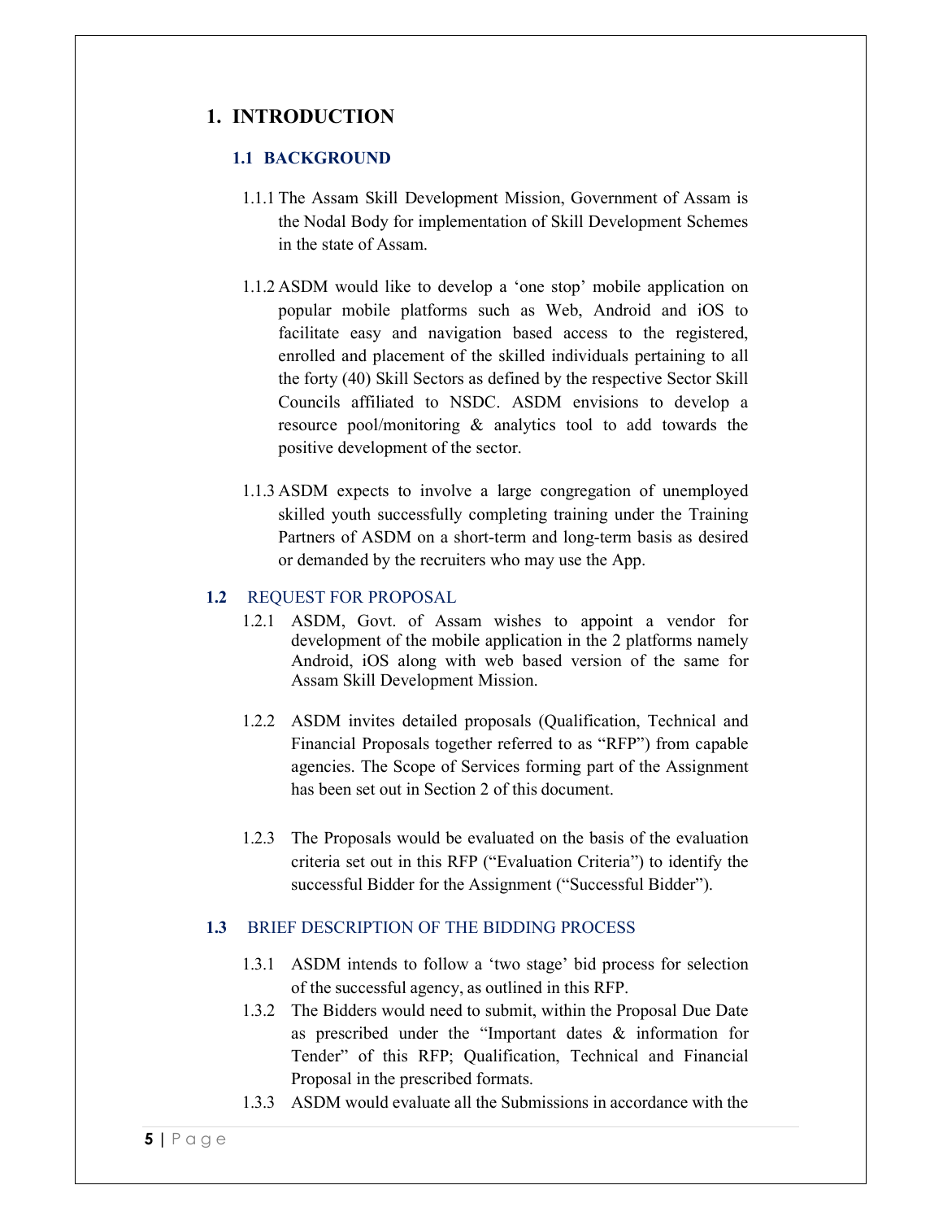# 1. INTRODUCTION

## 1.1 BACKGROUND

1.1.1 The Assam Skill Development Mission, Government of Assam is the Nodal Body for implementation of Skill Development Schemes in the state of Assam.

1.1.2 ASDM would like to develop a 'one stop' mobile application on popular mobile platforms such as Web, Android and iOS to facilitate easy and navigation based access to the registered, enrolled and placement of the skilled individuals pertaining to all the forty (40) Skill Sectors as defined by the respective Sector Skill Councils affiliated to NSDC. ASDM envisions to develop a resource pool/monitoring & analytics tool to add towards the positive development of the sector.

1.1.3 ASDM expects to involve a large congregation of unemployed skilled youth successfully completing training under the Training Partners of ASDM on a short-term and long-term basis as desired or demanded by the recruiters who may use the App.

## 1.2 REQUEST FOR PROPOSAL

1.2.1 ASDM, Govt. of Assam wishes to appoint a vendor for development of the mobile application in the 2 platforms namely Android, iOS along with web based version of the same for Assam Skill Development Mission.

1.2.2 ASDM invites detailed proposals (Qualification, Technical and Financial Proposals together referred to as "RFP") from capable agencies. The Scope of Services forming part of the Assignment has been set out in Section 2 of this document.

1.2.3 The Proposals would be evaluated on the basis of the evaluation criteria set out in this RFP ("Evaluation Criteria") to identify the successful Bidder for the Assignment ("Successful Bidder").

## 1.3 BRIEF DESCRIPTION OF THE BIDDING PROCESS

1.3.1 ASDM intends to follow a 'two stage' bid process for selection of the successful agency, as outlined in this RFP.

1.3.2 The Bidders would need to submit, within the Proposal Due Date as prescribed under the "Important dates & information for Tender" of this RFP; Qualification, Technical and Financial Proposal in the prescribed formats.

1.3.3 ASDM would evaluate all the Submissions in accordance with the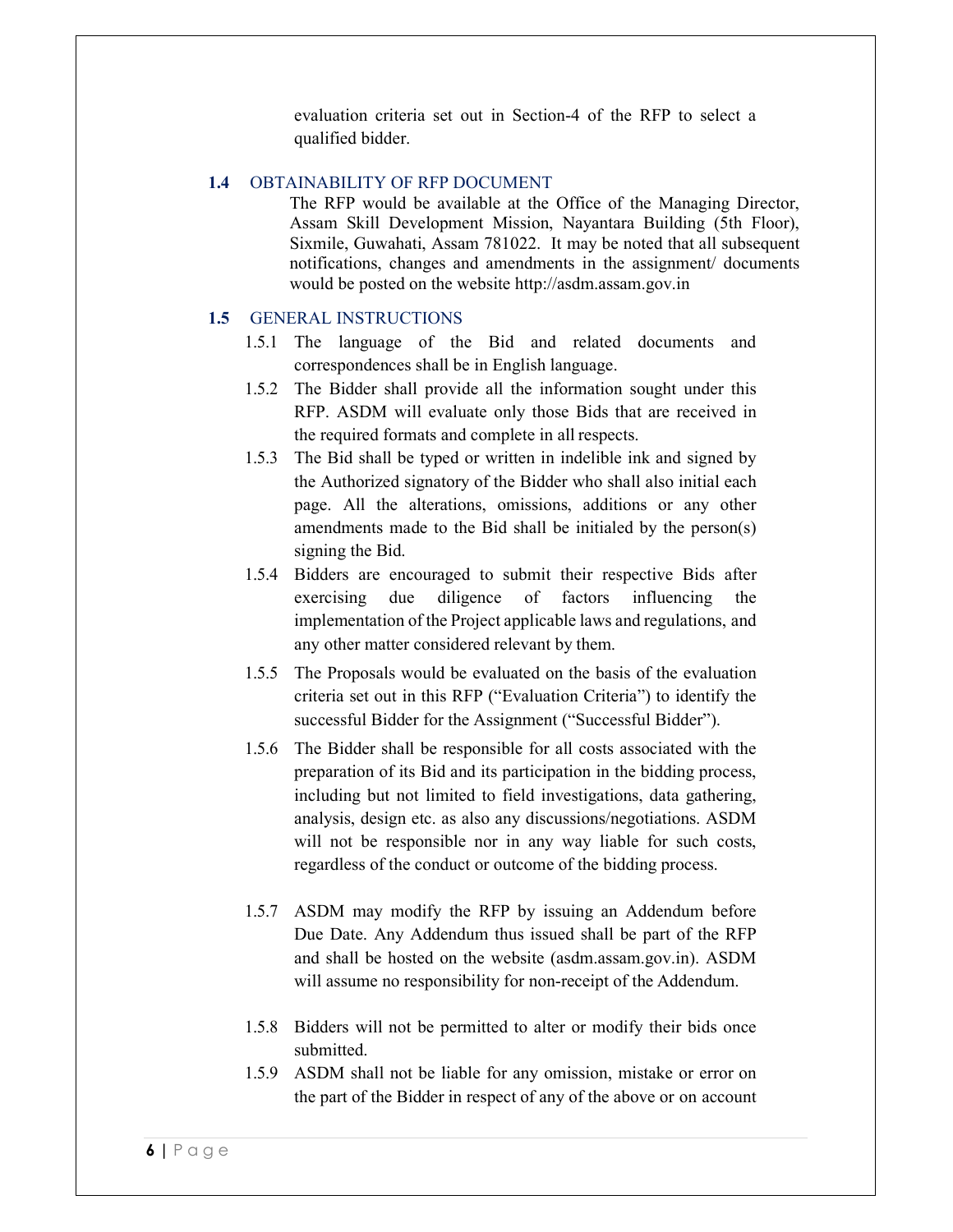evaluation criteria set out in Section-4 of the RFP to select a qualified bidder.

### 1.4 OBTAINABILITY OF RFP DOCUMENT

The RFP would be available at the Office of the Managing Director, Assam Skill Development Mission, Nayantara Building (5th Floor), Sixmile, Guwahati, Assam 781022. It may be noted that all subsequent notifications, changes and amendments in the assignment/ documents would be posted on the website http://asdm.assam.gov.in

### 1.5 GENERAL INSTRUCTIONS

1.5.1 The language of the Bid and related documents and correspondences shall be in English language.

1.5.2 The Bidder shall provide all the information sought under this RFP. ASDM will evaluate only those Bids that are received in the required formats and complete in all respects.

1.5.3 The Bid shall be typed or written in indelible ink and signed by the Authorized signatory of the Bidder who shall also initial each page. All the alterations, omissions, additions or any other amendments made to the Bid shall be initialed by the person(s) signing the Bid.

1.5.4 Bidders are encouraged to submit their respective Bids after exercising due diligence of factors influencing the implementation of the Project applicable laws and regulations, and any other matter considered relevant by them.

1.5.5 The Proposals would be evaluated on the basis of the evaluation criteria set out in this RFP ("Evaluation Criteria") to identify the successful Bidder for the Assignment ("Successful Bidder").

1.5.6 The Bidder shall be responsible for all costs associated with the preparation of its Bid and its participation in the bidding process, including but not limited to field investigations, data gathering, analysis, design etc. as also any discussions/negotiations. ASDM will not be responsible nor in any way liable for such costs, regardless of the conduct or outcome of the bidding process.

1.5.7 ASDM may modify the RFP by issuing an Addendum before Due Date. Any Addendum thus issued shall be part of the RFP and shall be hosted on the website (asdm.assam.gov.in). ASDM will assume no responsibility for non-receipt of the Addendum.

1.5.8 Bidders will not be permitted to alter or modify their bids once submitted.

1.5.9 ASDM shall not be liable for any omission, mistake or error on the part of the Bidder in respect of any of the above or on account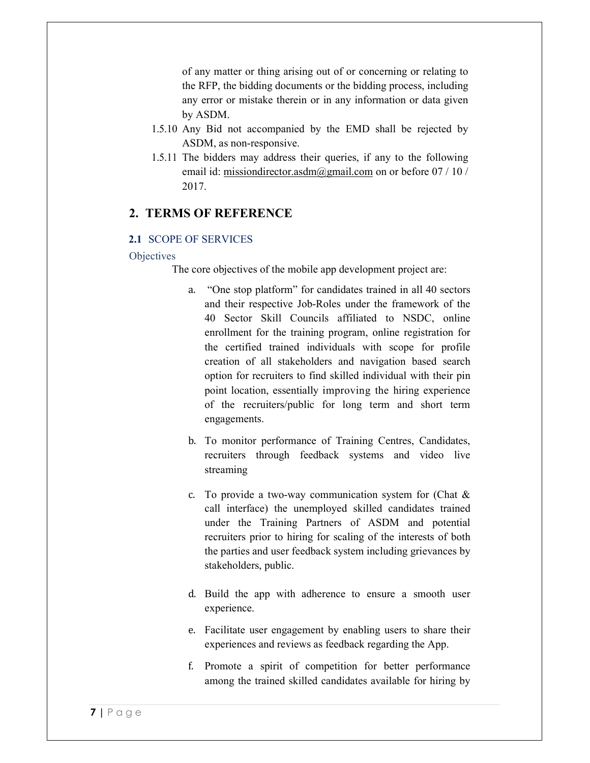of any matter or thing arising out of or concerning or relating to the RFP, the bidding documents or the bidding process, including any error or mistake therein or in any information or data given by ASDM.

1.5.10 Any Bid not accompanied by the EMD shall be rejected by ASDM, as non-responsive.

1.5.11 The bidders may address their queries, if any to the following email id: missiondirector.asdm@gmail.com on or before 07 / 10 / 2017.

# 2. TERMS OF REFERENCE

## 2.1 SCOPE OF SERVICES

### Objectives

The core objectives of the mobile app development project are:

a. "One stop platform" for candidates trained in all 40 sectors and their respective Job-Roles under the framework of the 40 Sector Skill Councils affiliated to NSDC, online enrollment for the training program, online registration for the certified trained individuals with scope for profile creation of all stakeholders and navigation based search option for recruiters to find skilled individual with their pin point location, essentially improving the hiring experience of the recruiters/public for long term and short term engagements.

b. To monitor performance of Training Centres, Candidates, recruiters through feedback systems and video live streaming

c. To provide a two-way communication system for (Chat & call interface) the unemployed skilled candidates trained under the Training Partners of ASDM and potential recruiters prior to hiring for scaling of the interests of both the parties and user feedback system including grievances by stakeholders, public.

d. Build the app with adherence to ensure a smooth user experience.

e. Facilitate user engagement by enabling users to share their experiences and reviews as feedback regarding the App.

f. Promote a spirit of competition for better performance among the trained skilled candidates available for hiring by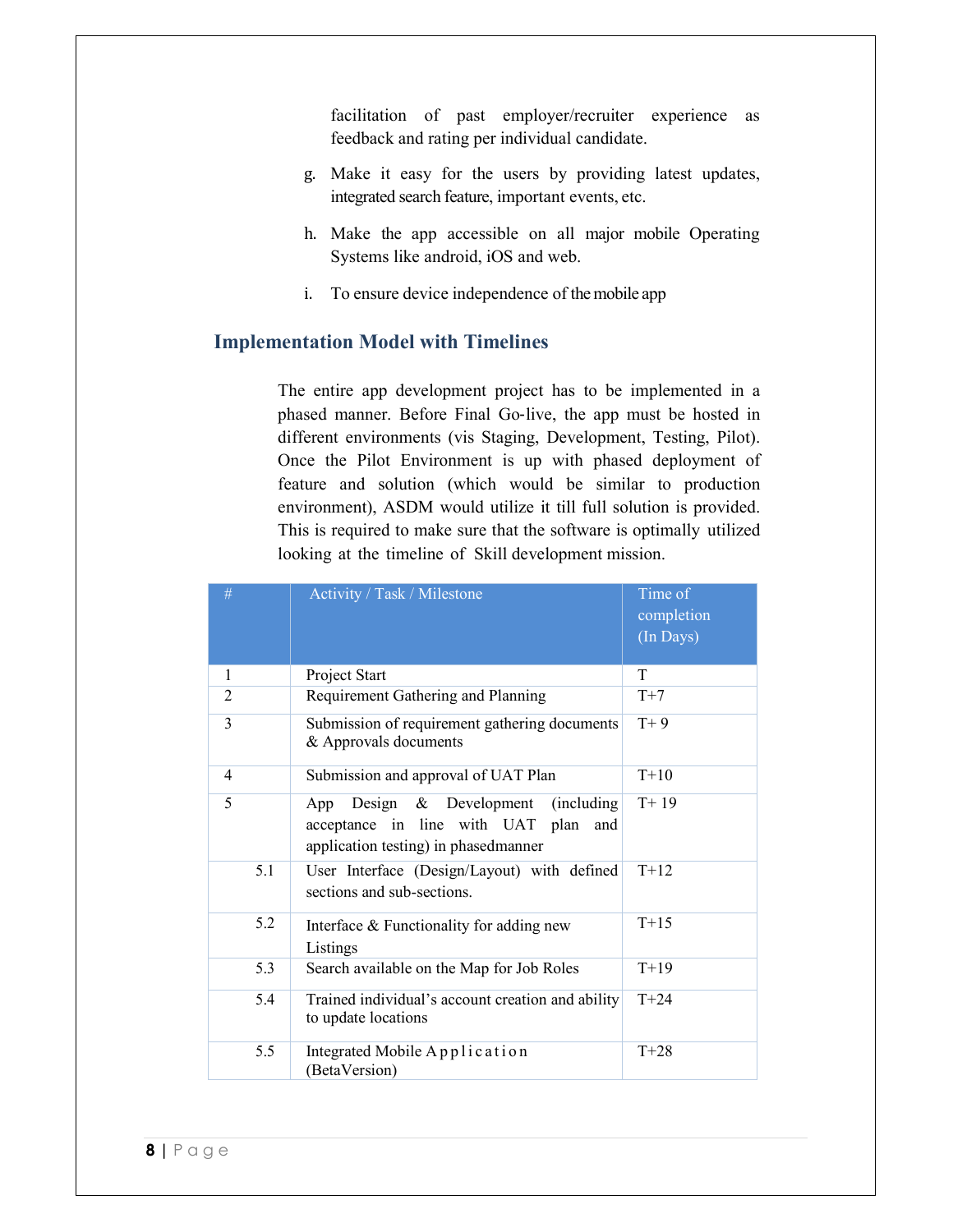facilitation of past employer/recruiter experience as feedback and rating per individual candidate.

g. Make it easy for the users by providing latest updates, integrated search feature, important events, etc.

h. Make the app accessible on all major mobile Operating Systems like android, iOS and web.

i. To ensure device independence of the mobile app

## Implementation Model with Timelines

The entire app development project has to be implemented in a phased manner. Before Final Go-live, the app must be hosted in different environments (vis Staging, Development, Testing, Pilot). Once the Pilot Environment is up with phased deployment of feature and solution (which would be similar to production environment), ASDM would utilize it till full solution is provided. This is required to make sure that the software is optimally utilized looking at the timeline of Skill development mission.

| # | Activity / Task / Milestone | Time of completion (In Days) |
|---|---|---|
| 1 | Project Start | T |
| 2 | Requirement Gathering and Planning | T+7 |
| 3 | Submission of requirement gathering documents & Approvals documents | T+ 9 |
| 4 | Submission and approval of UAT Plan | T+10 |
| 5 | App Design & Development (including acceptance in line with UAT plan and application testing) in phasedmanner | T+ 19 |
| 5.1 | User Interface (Design/Layout) with defined sections and sub-sections. | T+12 |
| 5.2 | Interface & Functionality for adding new Listings | T+15 |
| 5.3 | Search available on the Map for Job Roles | T+19 |
| 5.4 | Trained individual's account creation and ability to update locations | T+24 |
| 5.5 | Integrated Mobile Application (BetaVersion) | T+28 |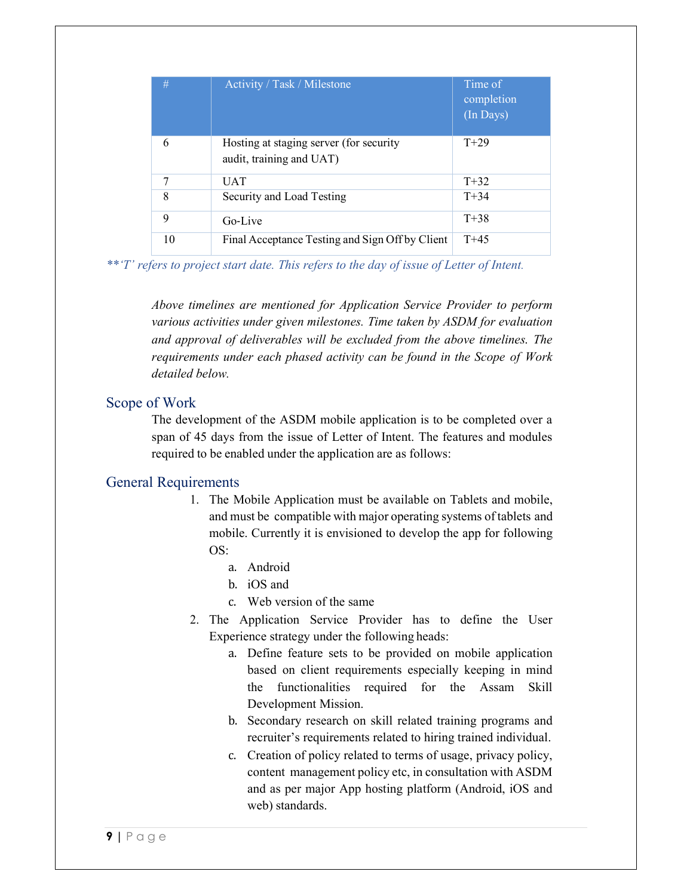| # | Activity / Task / Milestone | Time of completion (In Days) |
|---|---|---|
| 6 | Hosting at staging server (for security audit, training and UAT) | T+29 |
| 7 | UAT | T+32 |
| 8 | Security and Load Testing | T+34 |
| 9 | Go-Live | T+38 |
| 10 | Final Acceptance Testing and Sign Off by Client | T+45 |

*\*\*'T' refers to project start date. This refers to the day of issue of Letter of Intent.*

*Above timelines are mentioned for Application Service Provider to perform various activities under given milestones. Time taken by ASDM for evaluation and approval of deliverables will be excluded from the above timelines. The requirements under each phased activity can be found in the Scope of Work detailed below.*

## Scope of Work

The development of the ASDM mobile application is to be completed over a span of 45 days from the issue of Letter of Intent. The features and modules required to be enabled under the application are as follows:

## General Requirements

1. The Mobile Application must be available on Tablets and mobile, and must be compatible with major operating systems of tablets and mobile. Currently it is envisioned to develop the app for following OS:
   a. Android
   b. iOS and
   c. Web version of the same
2. The Application Service Provider has to define the User Experience strategy under the following heads:
   a. Define feature sets to be provided on mobile application based on client requirements especially keeping in mind the functionalities required for the Assam Skill Development Mission.
   b. Secondary research on skill related training programs and recruiter's requirements related to hiring trained individual.
   c. Creation of policy related to terms of usage, privacy policy, content management policy etc, in consultation with ASDM and as per major App hosting platform (Android, iOS and web) standards.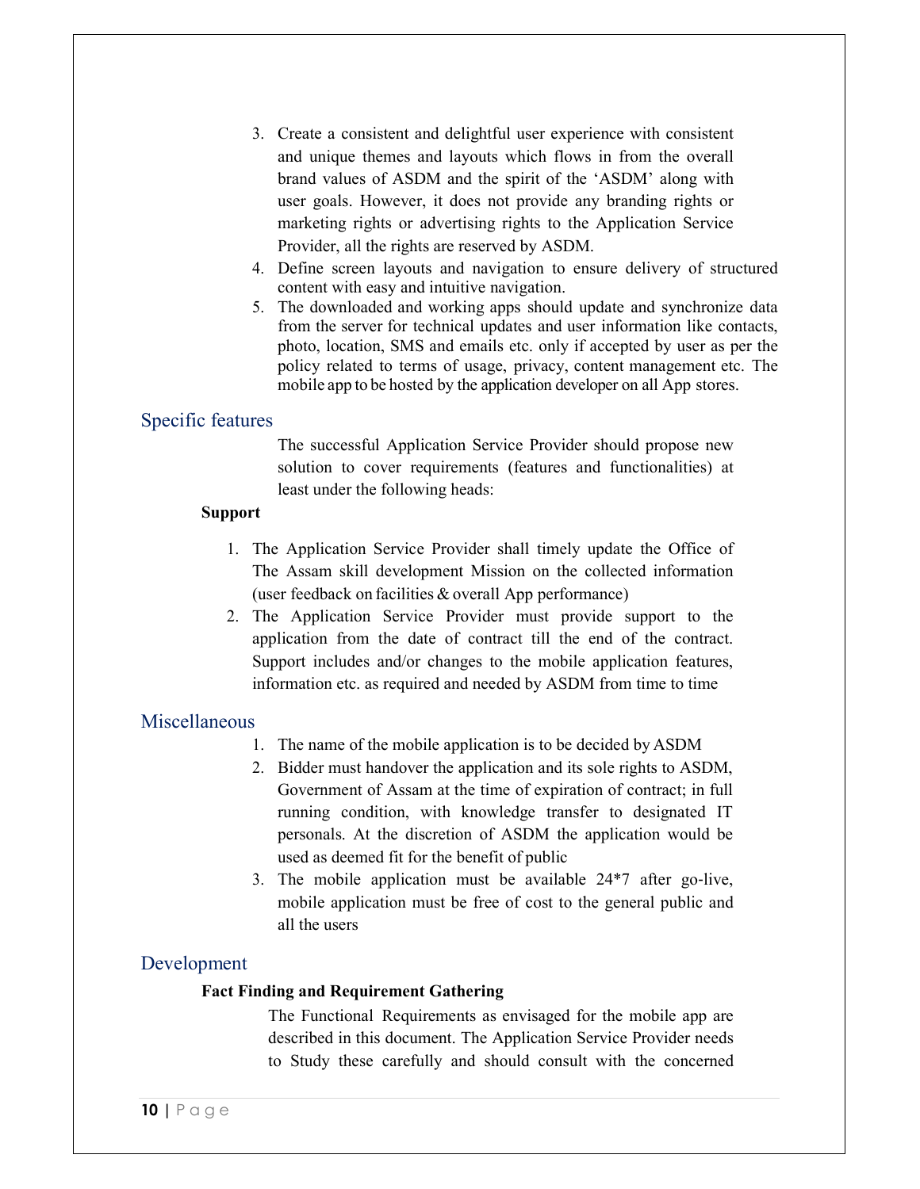3. Create a consistent and delightful user experience with consistent and unique themes and layouts which flows in from the overall brand values of ASDM and the spirit of the 'ASDM' along with user goals. However, it does not provide any branding rights or marketing rights or advertising rights to the Application Service Provider, all the rights are reserved by ASDM.
4. Define screen layouts and navigation to ensure delivery of structured content with easy and intuitive navigation.
5. The downloaded and working apps should update and synchronize data from the server for technical updates and user information like contacts, photo, location, SMS and emails etc. only if accepted by user as per the policy related to terms of usage, privacy, content management etc. The mobile app to be hosted by the application developer on all App stores.

## Specific features

The successful Application Service Provider should propose new solution to cover requirements (features and functionalities) at least under the following heads:

**Support**

1. The Application Service Provider shall timely update the Office of The Assam skill development Mission on the collected information (user feedback on facilities & overall App performance)
2. The Application Service Provider must provide support to the application from the date of contract till the end of the contract. Support includes and/or changes to the mobile application features, information etc. as required and needed by ASDM from time to time

## Miscellaneous

1. The name of the mobile application is to be decided by ASDM
2. Bidder must handover the application and its sole rights to ASDM, Government of Assam at the time of expiration of contract; in full running condition, with knowledge transfer to designated IT personals. At the discretion of ASDM the application would be used as deemed fit for the benefit of public
3. The mobile application must be available 24*7 after go-live, mobile application must be free of cost to the general public and all the users

## Development

**Fact Finding and Requirement Gathering**

The Functional Requirements as envisaged for the mobile app are described in this document. The Application Service Provider needs to Study these carefully and should consult with the concerned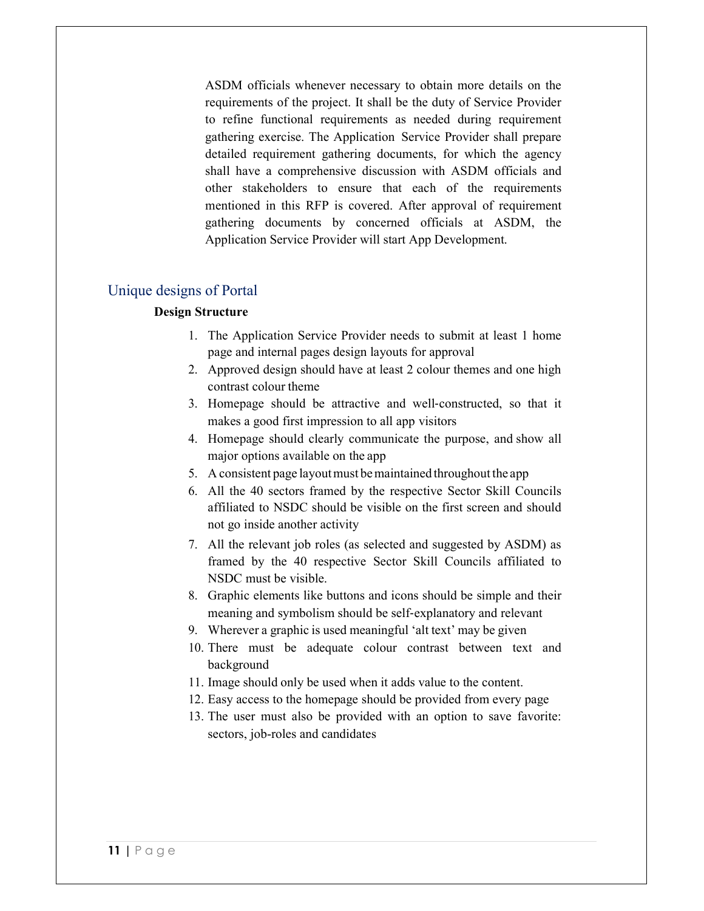ASDM officials whenever necessary to obtain more details on the requirements of the project. It shall be the duty of Service Provider to refine functional requirements as needed during requirement gathering exercise. The Application Service Provider shall prepare detailed requirement gathering documents, for which the agency shall have a comprehensive discussion with ASDM officials and other stakeholders to ensure that each of the requirements mentioned in this RFP is covered. After approval of requirement gathering documents by concerned officials at ASDM, the Application Service Provider will start App Development.

## Unique designs of Portal

**Design Structure**

1. The Application Service Provider needs to submit at least 1 home page and internal pages design layouts for approval
2. Approved design should have at least 2 colour themes and one high contrast colour theme
3. Homepage should be attractive and well-constructed, so that it makes a good first impression to all app visitors
4. Homepage should clearly communicate the purpose, and show all major options available on the app
5. A consistent page layout must be maintained throughout the app
6. All the 40 sectors framed by the respective Sector Skill Councils affiliated to NSDC should be visible on the first screen and should not go inside another activity
7. All the relevant job roles (as selected and suggested by ASDM) as framed by the 40 respective Sector Skill Councils affiliated to NSDC must be visible.
8. Graphic elements like buttons and icons should be simple and their meaning and symbolism should be self-explanatory and relevant
9. Wherever a graphic is used meaningful 'alt text' may be given
10. There must be adequate colour contrast between text and background
11. Image should only be used when it adds value to the content.
12. Easy access to the homepage should be provided from every page
13. The user must also be provided with an option to save favorite: sectors, job-roles and candidates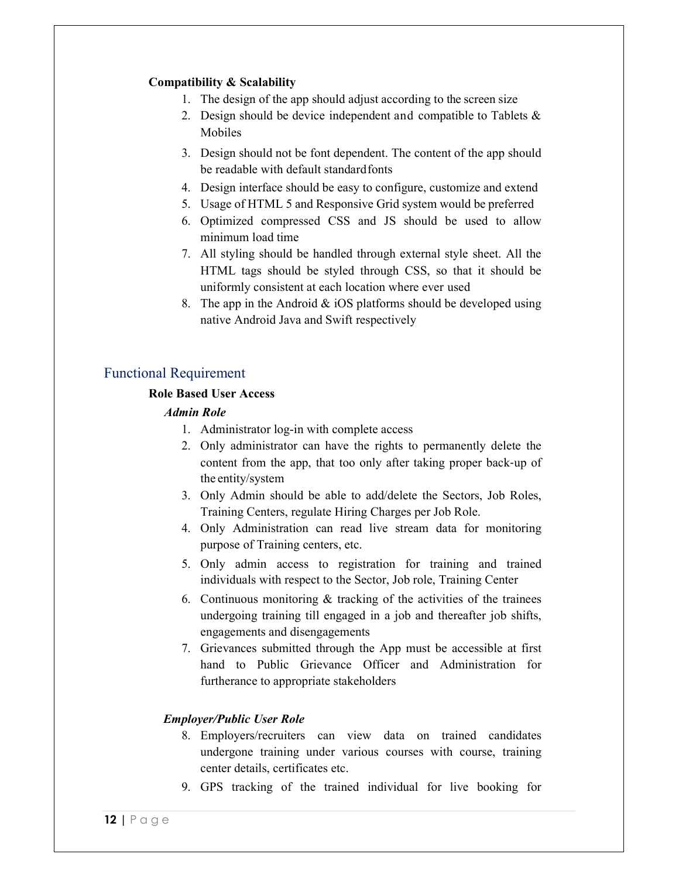**Compatibility & Scalability**

1. The design of the app should adjust according to the screen size
2. Design should be device independent and compatible to Tablets & Mobiles
3. Design should not be font dependent. The content of the app should be readable with default standard fonts
4. Design interface should be easy to configure, customize and extend
5. Usage of HTML 5 and Responsive Grid system would be preferred
6. Optimized compressed CSS and JS should be used to allow minimum load time
7. All styling should be handled through external style sheet. All the HTML tags should be styled through CSS, so that it should be uniformly consistent at each location where ever used
8. The app in the Android & iOS platforms should be developed using native Android Java and Swift respectively

## Functional Requirement

**Role Based User Access**

***Admin Role***

1. Administrator log-in with complete access
2. Only administrator can have the rights to permanently delete the content from the app, that too only after taking proper back-up of the entity/system
3. Only Admin should be able to add/delete the Sectors, Job Roles, Training Centers, regulate Hiring Charges per Job Role.
4. Only Administration can read live stream data for monitoring purpose of Training centers, etc.
5. Only admin access to registration for training and trained individuals with respect to the Sector, Job role, Training Center
6. Continuous monitoring & tracking of the activities of the trainees undergoing training till engaged in a job and thereafter job shifts, engagements and disengagements
7. Grievances submitted through the App must be accessible at first hand to Public Grievance Officer and Administration for furtherance to appropriate stakeholders

***Employer/Public User Role***

8. Employers/recruiters can view data on trained candidates undergone training under various courses with course, training center details, certificates etc.
9. GPS tracking of the trained individual for live booking for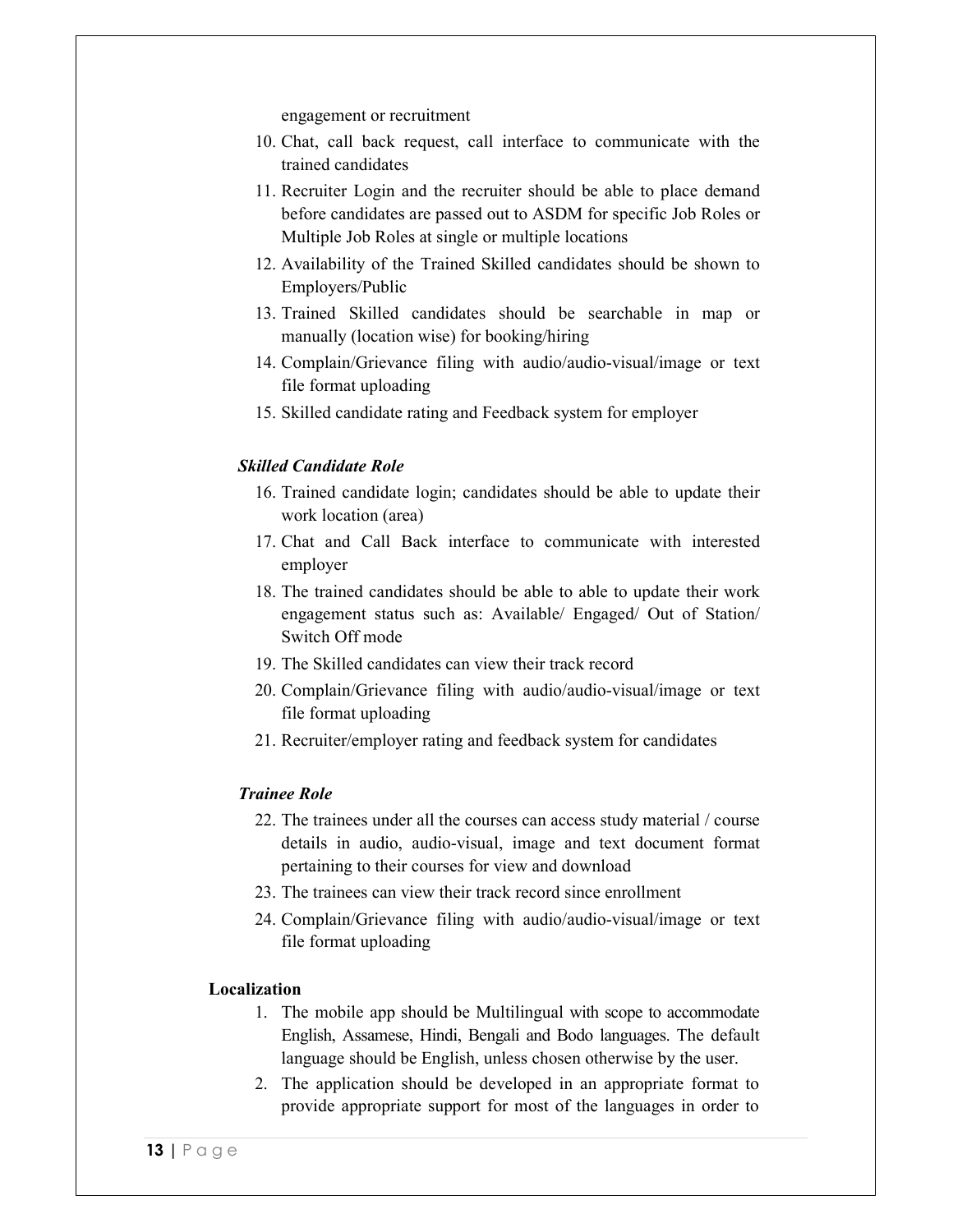engagement or recruitment

10. Chat, call back request, call interface to communicate with the trained candidates
11. Recruiter Login and the recruiter should be able to place demand before candidates are passed out to ASDM for specific Job Roles or Multiple Job Roles at single or multiple locations
12. Availability of the Trained Skilled candidates should be shown to Employers/Public
13. Trained Skilled candidates should be searchable in map or manually (location wise) for booking/hiring
14. Complain/Grievance filing with audio/audio-visual/image or text file format uploading
15. Skilled candidate rating and Feedback system for employer

***Skilled Candidate Role***

16. Trained candidate login; candidates should be able to update their work location (area)
17. Chat and Call Back interface to communicate with interested employer
18. The trained candidates should be able to able to update their work engagement status such as: Available/ Engaged/ Out of Station/ Switch Off mode
19. The Skilled candidates can view their track record
20. Complain/Grievance filing with audio/audio-visual/image or text file format uploading
21. Recruiter/employer rating and feedback system for candidates

***Trainee Role***

22. The trainees under all the courses can access study material / course details in audio, audio-visual, image and text document format pertaining to their courses for view and download
23. The trainees can view their track record since enrollment
24. Complain/Grievance filing with audio/audio-visual/image or text file format uploading

**Localization**

1. The mobile app should be Multilingual with scope to accommodate English, Assamese, Hindi, Bengali and Bodo languages. The default language should be English, unless chosen otherwise by the user.
2. The application should be developed in an appropriate format to provide appropriate support for most of the languages in order to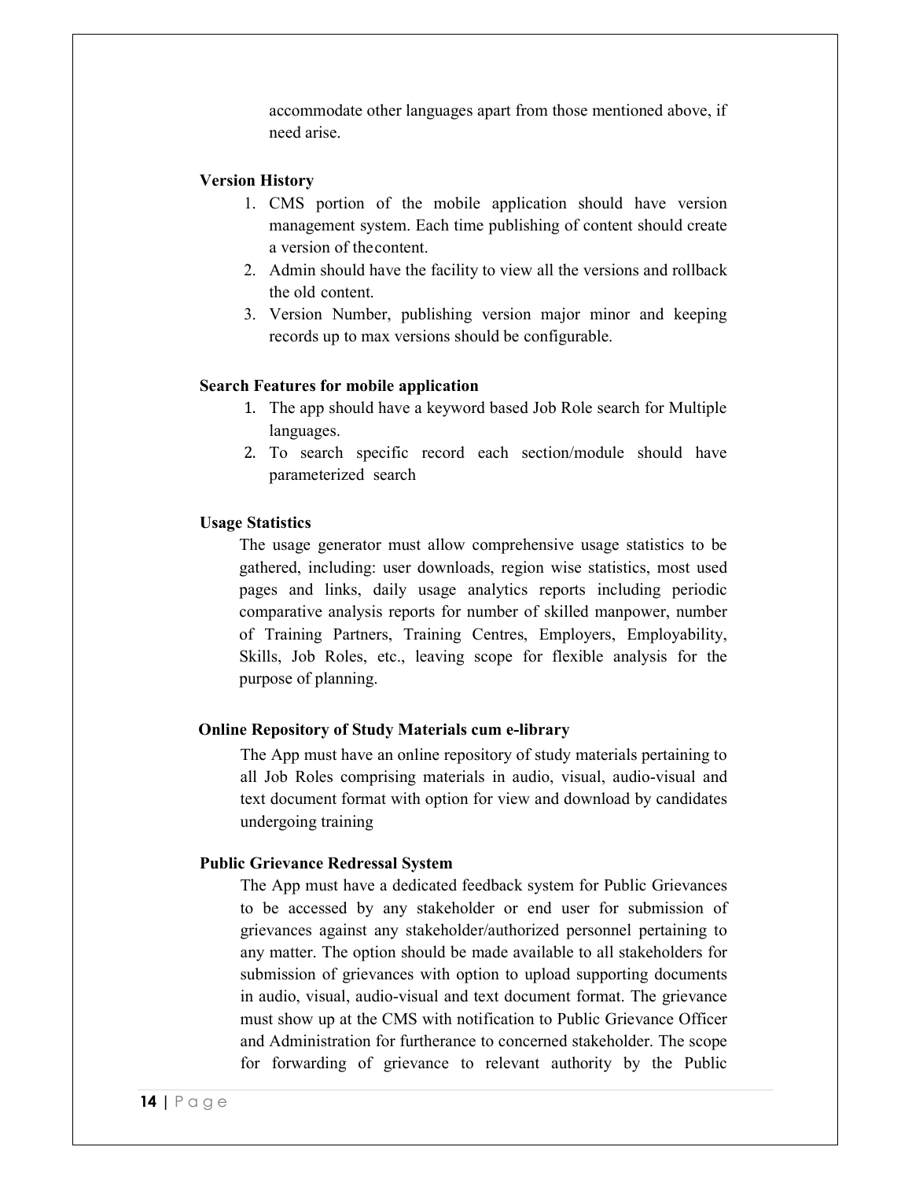accommodate other languages apart from those mentioned above, if need arise.

**Version History**

1. CMS portion of the mobile application should have version management system. Each time publishing of content should create a version of the content.
2. Admin should have the facility to view all the versions and rollback the old content.
3. Version Number, publishing version major minor and keeping records up to max versions should be configurable.

**Search Features for mobile application**

1. The app should have a keyword based Job Role search for Multiple languages.
2. To search specific record each section/module should have parameterized search

**Usage Statistics**

The usage generator must allow comprehensive usage statistics to be gathered, including: user downloads, region wise statistics, most used pages and links, daily usage analytics reports including periodic comparative analysis reports for number of skilled manpower, number of Training Partners, Training Centres, Employers, Employability, Skills, Job Roles, etc., leaving scope for flexible analysis for the purpose of planning.

**Online Repository of Study Materials cum e-library**

The App must have an online repository of study materials pertaining to all Job Roles comprising materials in audio, visual, audio-visual and text document format with option for view and download by candidates undergoing training

**Public Grievance Redressal System**

The App must have a dedicated feedback system for Public Grievances to be accessed by any stakeholder or end user for submission of grievances against any stakeholder/authorized personnel pertaining to any matter. The option should be made available to all stakeholders for submission of grievances with option to upload supporting documents in audio, visual, audio-visual and text document format. The grievance must show up at the CMS with notification to Public Grievance Officer and Administration for furtherance to concerned stakeholder. The scope for forwarding of grievance to relevant authority by the Public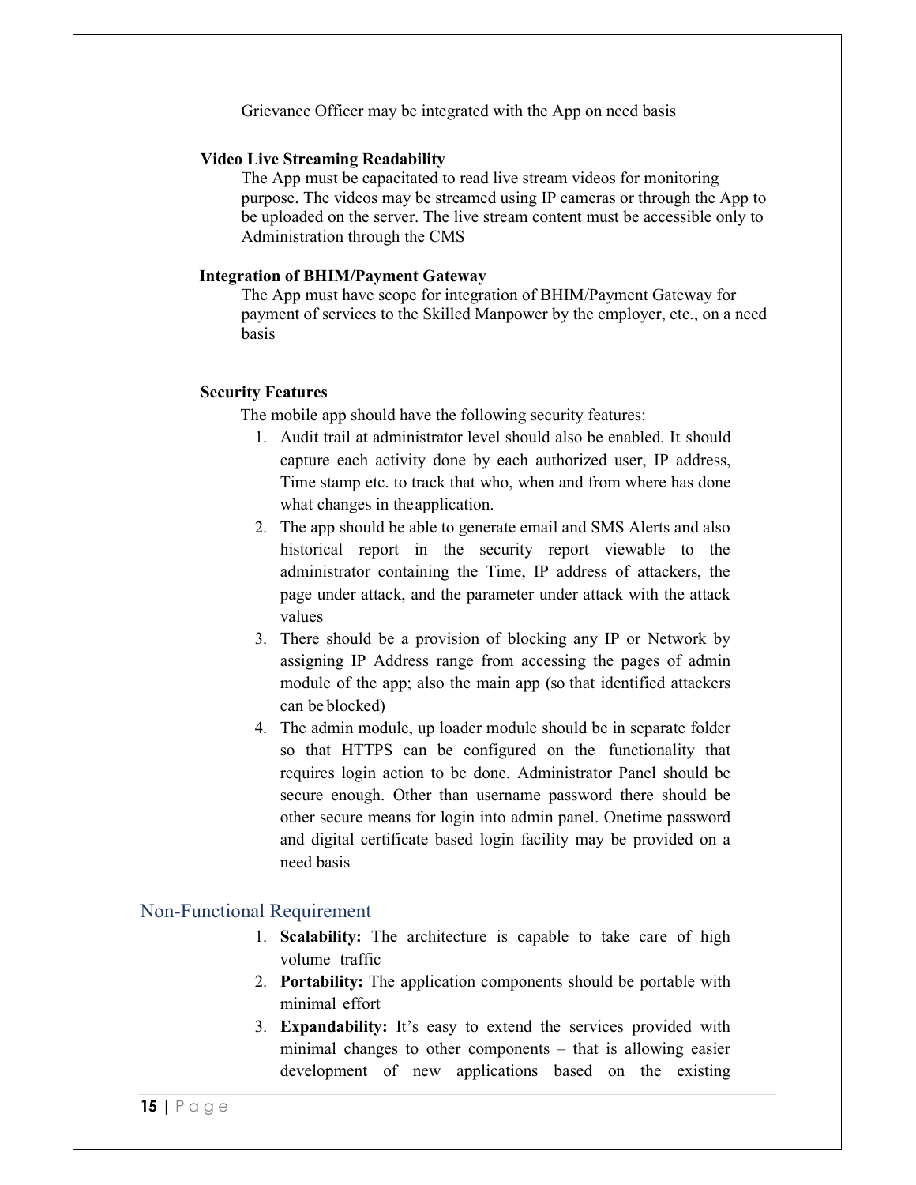Grievance Officer may be integrated with the App on need basis

**Video Live Streaming Readability**

The App must be capacitated to read live stream videos for monitoring purpose. The videos may be streamed using IP cameras or through the App to be uploaded on the server. The live stream content must be accessible only to Administration through the CMS

**Integration of BHIM/Payment Gateway**

The App must have scope for integration of BHIM/Payment Gateway for payment of services to the Skilled Manpower by the employer, etc., on a need basis

**Security Features**

The mobile app should have the following security features:

1. Audit trail at administrator level should also be enabled. It should capture each activity done by each authorized user, IP address, Time stamp etc. to track that who, when and from where has done what changes in the application.
2. The app should be able to generate email and SMS Alerts and also historical report in the security report viewable to the administrator containing the Time, IP address of attackers, the page under attack, and the parameter under attack with the attack values
3. There should be a provision of blocking any IP or Network by assigning IP Address range from accessing the pages of admin module of the app; also the main app (so that identified attackers can be blocked)
4. The admin module, up loader module should be in separate folder so that HTTPS can be configured on the functionality that requires login action to be done. Administrator Panel should be secure enough. Other than username password there should be other secure means for login into admin panel. Onetime password and digital certificate based login facility may be provided on a need basis

## Non-Functional Requirement

1. **Scalability:** The architecture is capable to take care of high volume traffic
2. **Portability:** The application components should be portable with minimal effort
3. **Expandability:** It's easy to extend the services provided with minimal changes to other components – that is allowing easier development of new applications based on the existing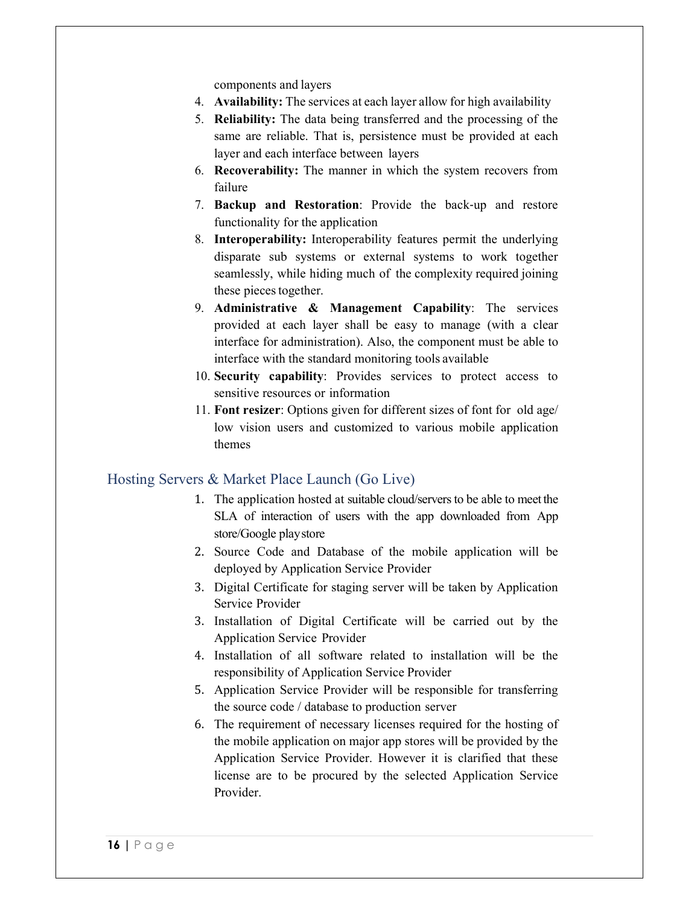components and layers

4. **Availability:** The services at each layer allow for high availability
5. **Reliability:** The data being transferred and the processing of the same are reliable. That is, persistence must be provided at each layer and each interface between layers
6. **Recoverability:** The manner in which the system recovers from failure
7. **Backup and Restoration**: Provide the back-up and restore functionality for the application
8. **Interoperability:** Interoperability features permit the underlying disparate sub systems or external systems to work together seamlessly, while hiding much of the complexity required joining these pieces together.
9. **Administrative & Management Capability**: The services provided at each layer shall be easy to manage (with a clear interface for administration). Also, the component must be able to interface with the standard monitoring tools available
10. **Security capability**: Provides services to protect access to sensitive resources or information
11. **Font resizer**: Options given for different sizes of font for old age/ low vision users and customized to various mobile application themes

## Hosting Servers & Market Place Launch (Go Live)

1. The application hosted at suitable cloud/servers to be able to meet the SLA of interaction of users with the app downloaded from App store/Google play store
2. Source Code and Database of the mobile application will be deployed by Application Service Provider
3. Digital Certificate for staging server will be taken by Application Service Provider
3. Installation of Digital Certificate will be carried out by the Application Service Provider
4. Installation of all software related to installation will be the responsibility of Application Service Provider
5. Application Service Provider will be responsible for transferring the source code / database to production server
6. The requirement of necessary licenses required for the hosting of the mobile application on major app stores will be provided by the Application Service Provider. However it is clarified that these license are to be procured by the selected Application Service Provider.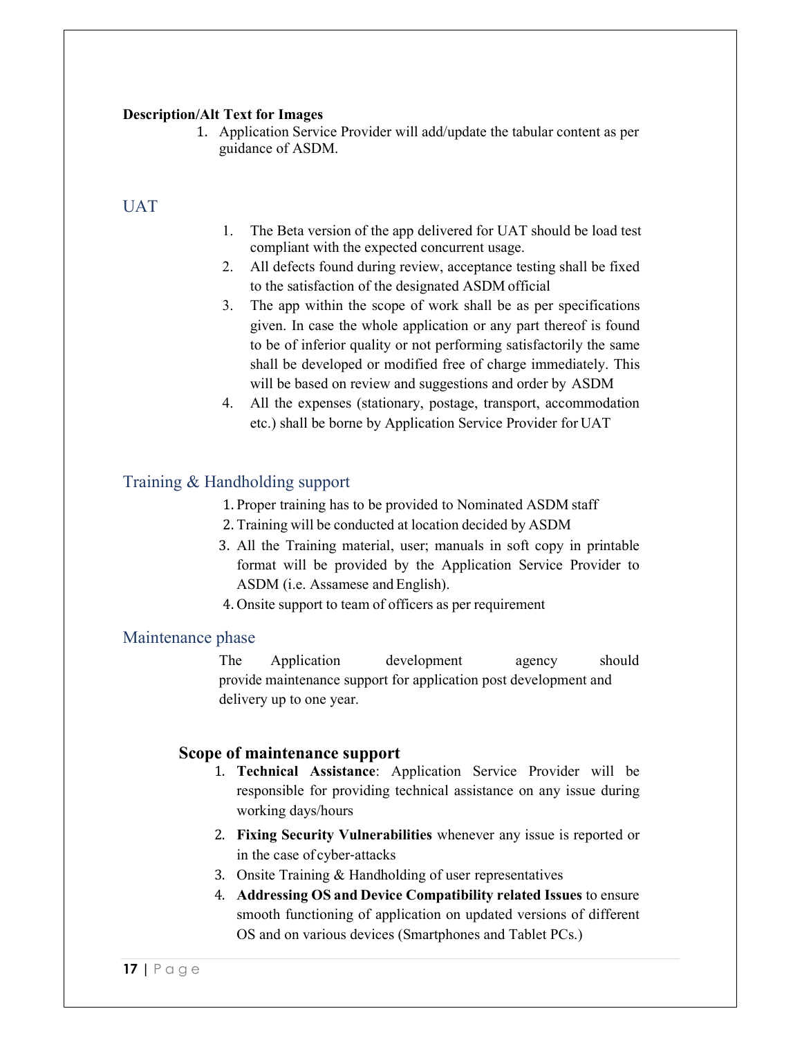**Description/Alt Text for Images**

1. Application Service Provider will add/update the tabular content as per guidance of ASDM.

## UAT

1. The Beta version of the app delivered for UAT should be load test compliant with the expected concurrent usage.
2. All defects found during review, acceptance testing shall be fixed to the satisfaction of the designated ASDM official
3. The app within the scope of work shall be as per specifications given. In case the whole application or any part thereof is found to be of inferior quality or not performing satisfactorily the same shall be developed or modified free of charge immediately. This will be based on review and suggestions and order by ASDM
4. All the expenses (stationary, postage, transport, accommodation etc.) shall be borne by Application Service Provider for UAT

## Training & Handholding support

1. Proper training has to be provided to Nominated ASDM staff
2. Training will be conducted at location decided by ASDM
3. All the Training material, user; manuals in soft copy in printable format will be provided by the Application Service Provider to ASDM (i.e. Assamese and English).
4. Onsite support to team of officers as per requirement

## Maintenance phase

The Application development agency should provide maintenance support for application post development and delivery up to one year.

### Scope of maintenance support

1. **Technical Assistance**: Application Service Provider will be responsible for providing technical assistance on any issue during working days/hours
2. **Fixing Security Vulnerabilities** whenever any issue is reported or in the case of cyber-attacks
3. Onsite Training & Handholding of user representatives
4. **Addressing OS and Device Compatibility related Issues** to ensure smooth functioning of application on updated versions of different OS and on various devices (Smartphones and Tablet PCs.)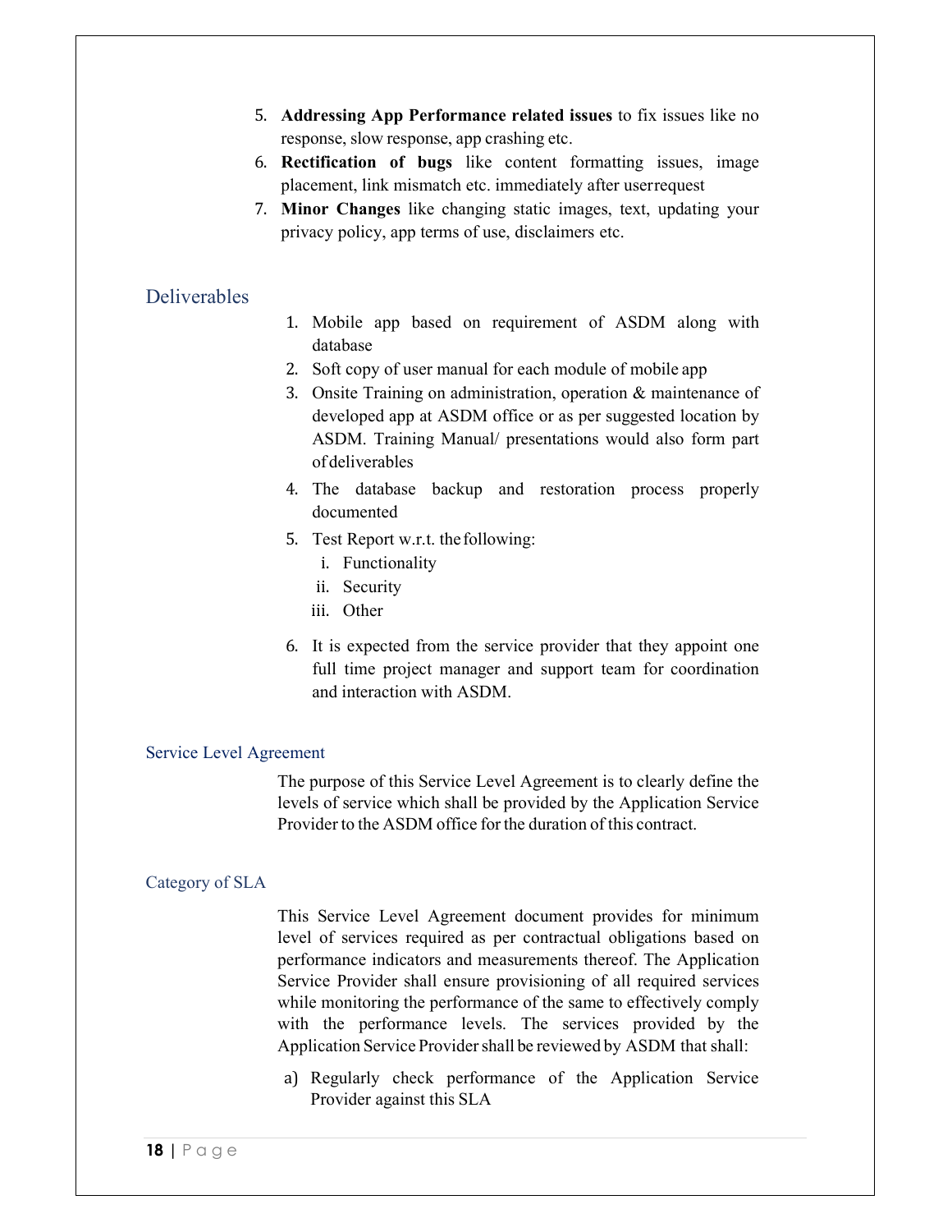5. **Addressing App Performance related issues** to fix issues like no response, slow response, app crashing etc.
6. **Rectification of bugs** like content formatting issues, image placement, link mismatch etc. immediately after user request
7. **Minor Changes** like changing static images, text, updating your privacy policy, app terms of use, disclaimers etc.

## Deliverables

1. Mobile app based on requirement of ASDM along with database
2. Soft copy of user manual for each module of mobile app
3. Onsite Training on administration, operation & maintenance of developed app at ASDM office or as per suggested location by ASDM. Training Manual/ presentations would also form part of deliverables
4. The database backup and restoration process properly documented
5. Test Report w.r.t. the following:
   i. Functionality
   ii. Security
   iii. Other
6. It is expected from the service provider that they appoint one full time project manager and support team for coordination and interaction with ASDM.

### Service Level Agreement

The purpose of this Service Level Agreement is to clearly define the levels of service which shall be provided by the Application Service Provider to the ASDM office for the duration of this contract.

### Category of SLA

This Service Level Agreement document provides for minimum level of services required as per contractual obligations based on performance indicators and measurements thereof. The Application Service Provider shall ensure provisioning of all required services while monitoring the performance of the same to effectively comply with the performance levels. The services provided by the Application Service Provider shall be reviewed by ASDM that shall:

a) Regularly check performance of the Application Service Provider against this SLA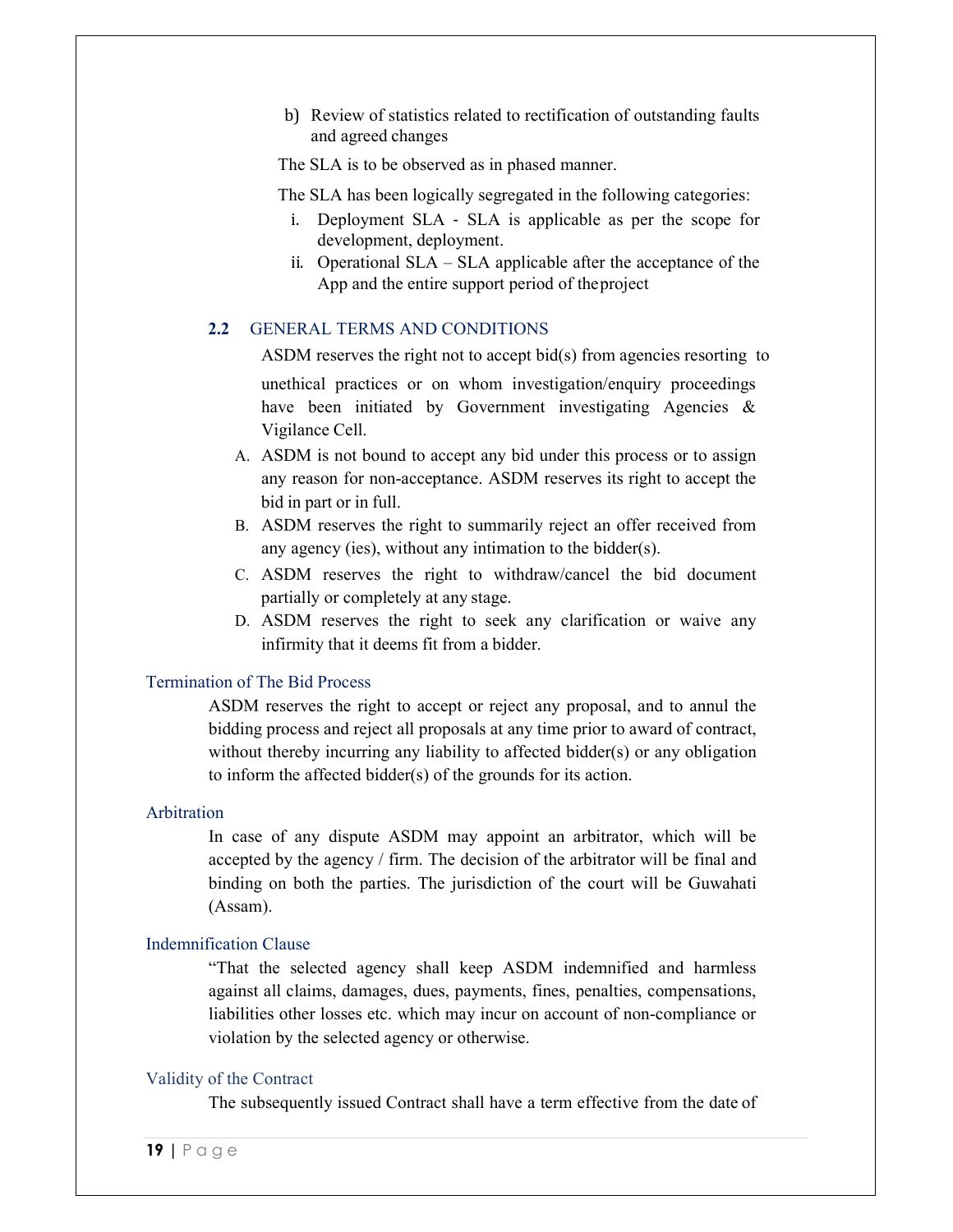b) Review of statistics related to rectification of outstanding faults and agreed changes

The SLA is to be observed as in phased manner.

The SLA has been logically segregated in the following categories:

i. Deployment SLA - SLA is applicable as per the scope for development, deployment.
ii. Operational SLA – SLA applicable after the acceptance of the App and the entire support period of the project

## 2.2 GENERAL TERMS AND CONDITIONS

ASDM reserves the right not to accept bid(s) from agencies resorting to unethical practices or on whom investigation/enquiry proceedings have been initiated by Government investigating Agencies & Vigilance Cell.

A. ASDM is not bound to accept any bid under this process or to assign any reason for non-acceptance. ASDM reserves its right to accept the bid in part or in full.
B. ASDM reserves the right to summarily reject an offer received from any agency (ies), without any intimation to the bidder(s).
C. ASDM reserves the right to withdraw/cancel the bid document partially or completely at any stage.
D. ASDM reserves the right to seek any clarification or waive any infirmity that it deems fit from a bidder.

### Termination of The Bid Process

ASDM reserves the right to accept or reject any proposal, and to annul the bidding process and reject all proposals at any time prior to award of contract, without thereby incurring any liability to affected bidder(s) or any obligation to inform the affected bidder(s) of the grounds for its action.

### Arbitration

In case of any dispute ASDM may appoint an arbitrator, which will be accepted by the agency / firm. The decision of the arbitrator will be final and binding on both the parties. The jurisdiction of the court will be Guwahati (Assam).

### Indemnification Clause

"That the selected agency shall keep ASDM indemnified and harmless against all claims, damages, dues, payments, fines, penalties, compensations, liabilities other losses etc. which may incur on account of non-compliance or violation by the selected agency or otherwise.

### Validity of the Contract

The subsequently issued Contract shall have a term effective from the date of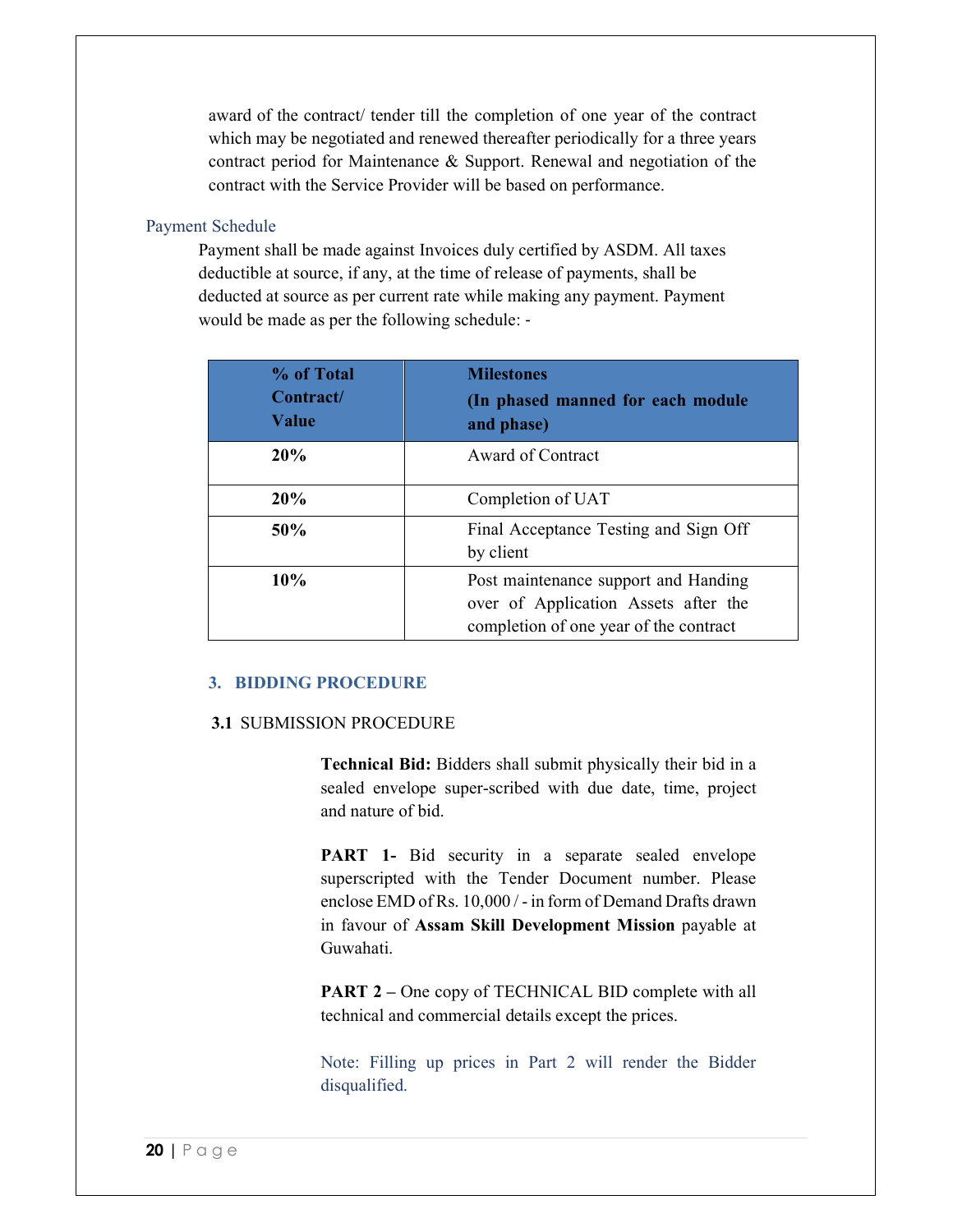award of the contract/ tender till the completion of one year of the contract which may be negotiated and renewed thereafter periodically for a three years contract period for Maintenance & Support. Renewal and negotiation of the contract with the Service Provider will be based on performance.

### Payment Schedule

Payment shall be made against Invoices duly certified by ASDM. All taxes deductible at source, if any, at the time of release of payments, shall be deducted at source as per current rate while making any payment. Payment would be made as per the following schedule: -

| % of Total Contract/ Value | Milestones (In phased manned for each module and phase) |
|---|---|
| **20%** | Award of Contract |
| **20%** | Completion of UAT |
| **50%** | Final Acceptance Testing and Sign Off by client |
| **10%** | Post maintenance support and Handing over of Application Assets after the completion of one year of the contract |

## 3. BIDDING PROCEDURE

### 3.1 SUBMISSION PROCEDURE

**Technical Bid:** Bidders shall submit physically their bid in a sealed envelope super-scribed with due date, time, project and nature of bid.

**PART 1-** Bid security in a separate sealed envelope superscripted with the Tender Document number. Please enclose EMD of Rs. 10,000 / - in form of Demand Drafts drawn in favour of **Assam Skill Development Mission** payable at Guwahati.

**PART 2 –** One copy of TECHNICAL BID complete with all technical and commercial details except the prices.

Note: Filling up prices in Part 2 will render the Bidder disqualified.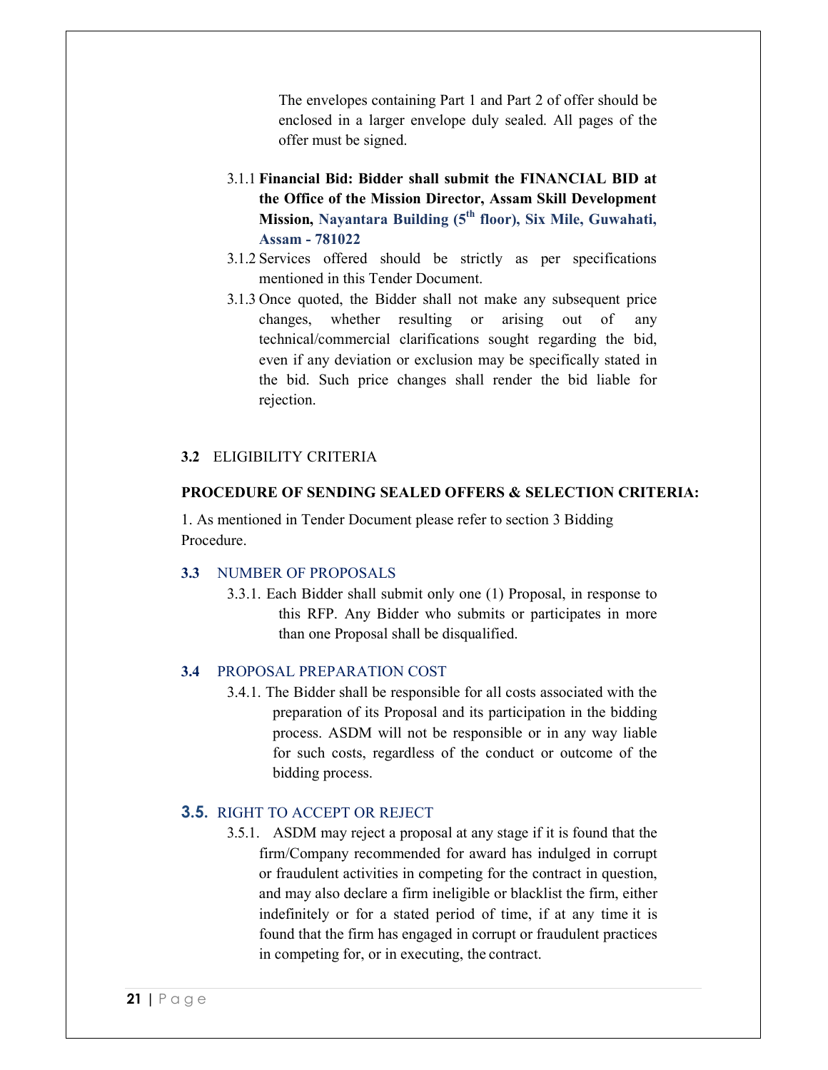The envelopes containing Part 1 and Part 2 of offer should be enclosed in a larger envelope duly sealed. All pages of the offer must be signed.

3.1.1 **Financial Bid: Bidder shall submit the FINANCIAL BID at the Office of the Mission Director, Assam Skill Development Mission, Nayantara Building (5th floor), Six Mile, Guwahati, Assam - 781022**

3.1.2 Services offered should be strictly as per specifications mentioned in this Tender Document.

3.1.3 Once quoted, the Bidder shall not make any subsequent price changes, whether resulting or arising out of any technical/commercial clarifications sought regarding the bid, even if any deviation or exclusion may be specifically stated in the bid. Such price changes shall render the bid liable for rejection.

## 3.2 ELIGIBILITY CRITERIA

**PROCEDURE OF SENDING SEALED OFFERS & SELECTION CRITERIA:**

1. As mentioned in Tender Document please refer to section 3 Bidding Procedure.

## 3.3 NUMBER OF PROPOSALS

3.3.1. Each Bidder shall submit only one (1) Proposal, in response to this RFP. Any Bidder who submits or participates in more than one Proposal shall be disqualified.

## 3.4 PROPOSAL PREPARATION COST

3.4.1. The Bidder shall be responsible for all costs associated with the preparation of its Proposal and its participation in the bidding process. ASDM will not be responsible or in any way liable for such costs, regardless of the conduct or outcome of the bidding process.

## 3.5. RIGHT TO ACCEPT OR REJECT

3.5.1. ASDM may reject a proposal at any stage if it is found that the firm/Company recommended for award has indulged in corrupt or fraudulent activities in competing for the contract in question, and may also declare a firm ineligible or blacklist the firm, either indefinitely or for a stated period of time, if at any time it is found that the firm has engaged in corrupt or fraudulent practices in competing for, or in executing, the contract.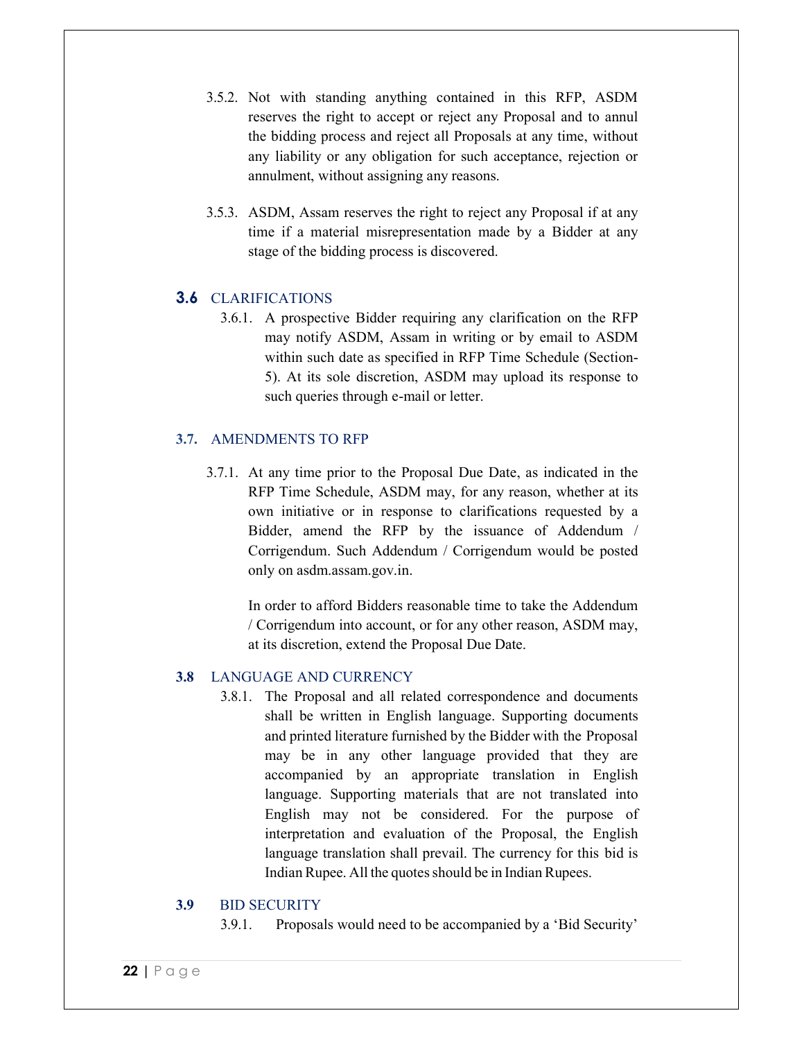3.5.2. Not with standing anything contained in this RFP, ASDM reserves the right to accept or reject any Proposal and to annul the bidding process and reject all Proposals at any time, without any liability or any obligation for such acceptance, rejection or annulment, without assigning any reasons.

3.5.3. ASDM, Assam reserves the right to reject any Proposal if at any time if a material misrepresentation made by a Bidder at any stage of the bidding process is discovered.

## 3.6 CLARIFICATIONS

3.6.1. A prospective Bidder requiring any clarification on the RFP may notify ASDM, Assam in writing or by email to ASDM within such date as specified in RFP Time Schedule (Section-5). At its sole discretion, ASDM may upload its response to such queries through e-mail or letter.

## 3.7. AMENDMENTS TO RFP

3.7.1. At any time prior to the Proposal Due Date, as indicated in the RFP Time Schedule, ASDM may, for any reason, whether at its own initiative or in response to clarifications requested by a Bidder, amend the RFP by the issuance of Addendum / Corrigendum. Such Addendum / Corrigendum would be posted only on asdm.assam.gov.in.

In order to afford Bidders reasonable time to take the Addendum / Corrigendum into account, or for any other reason, ASDM may, at its discretion, extend the Proposal Due Date.

## 3.8 LANGUAGE AND CURRENCY

3.8.1. The Proposal and all related correspondence and documents shall be written in English language. Supporting documents and printed literature furnished by the Bidder with the Proposal may be in any other language provided that they are accompanied by an appropriate translation in English language. Supporting materials that are not translated into English may not be considered. For the purpose of interpretation and evaluation of the Proposal, the English language translation shall prevail. The currency for this bid is Indian Rupee. All the quotes should be in Indian Rupees.

## 3.9 BID SECURITY

3.9.1. Proposals would need to be accompanied by a 'Bid Security'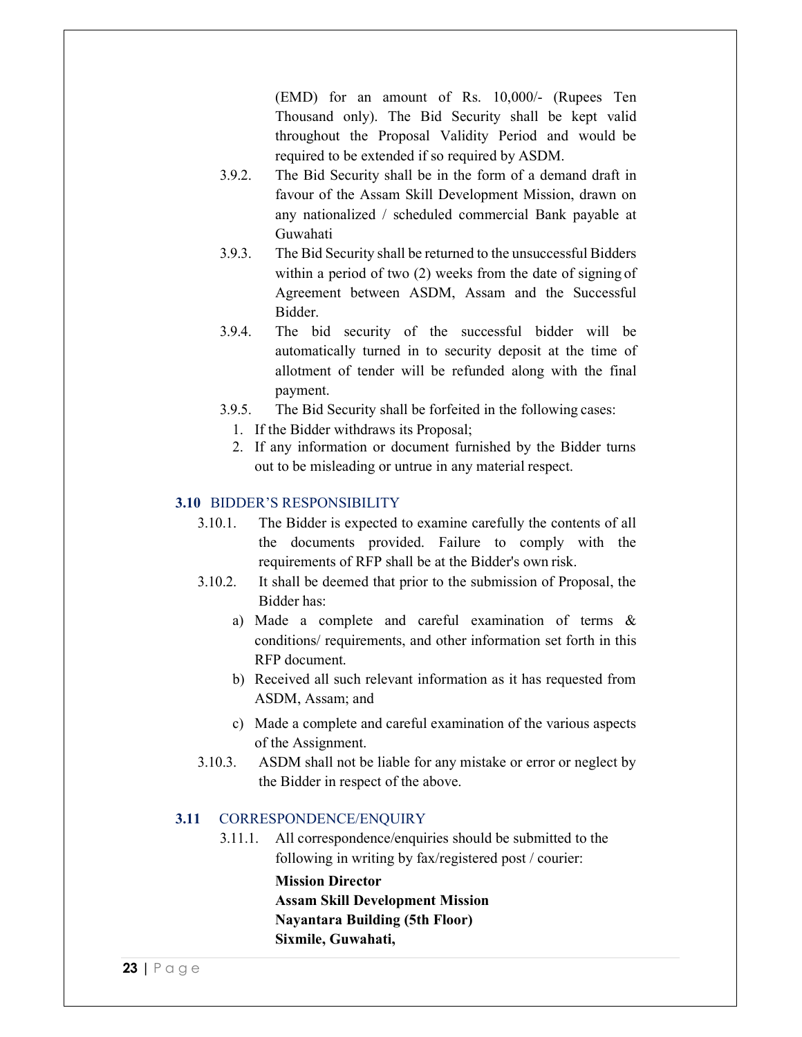(EMD) for an amount of Rs. 10,000/- (Rupees Ten Thousand only). The Bid Security shall be kept valid throughout the Proposal Validity Period and would be required to be extended if so required by ASDM.

3.9.2. The Bid Security shall be in the form of a demand draft in favour of the Assam Skill Development Mission, drawn on any nationalized / scheduled commercial Bank payable at Guwahati

3.9.3. The Bid Security shall be returned to the unsuccessful Bidders within a period of two (2) weeks from the date of signing of Agreement between ASDM, Assam and the Successful Bidder.

3.9.4. The bid security of the successful bidder will be automatically turned in to security deposit at the time of allotment of tender will be refunded along with the final payment.

3.9.5. The Bid Security shall be forfeited in the following cases:

1. If the Bidder withdraws its Proposal;
2. If any information or document furnished by the Bidder turns out to be misleading or untrue in any material respect.

## 3.10 BIDDER'S RESPONSIBILITY

3.10.1. The Bidder is expected to examine carefully the contents of all the documents provided. Failure to comply with the requirements of RFP shall be at the Bidder's own risk.

3.10.2. It shall be deemed that prior to the submission of Proposal, the Bidder has:

a) Made a complete and careful examination of terms & conditions/ requirements, and other information set forth in this RFP document.

b) Received all such relevant information as it has requested from ASDM, Assam; and

c) Made a complete and careful examination of the various aspects of the Assignment.

3.10.3. ASDM shall not be liable for any mistake or error or neglect by the Bidder in respect of the above.

## 3.11 CORRESPONDENCE/ENQUIRY

3.11.1. All correspondence/enquiries should be submitted to the following in writing by fax/registered post / courier:

**Mission Director**
**Assam Skill Development Mission**
**Nayantara Building (5th Floor)**
**Sixmile, Guwahati,**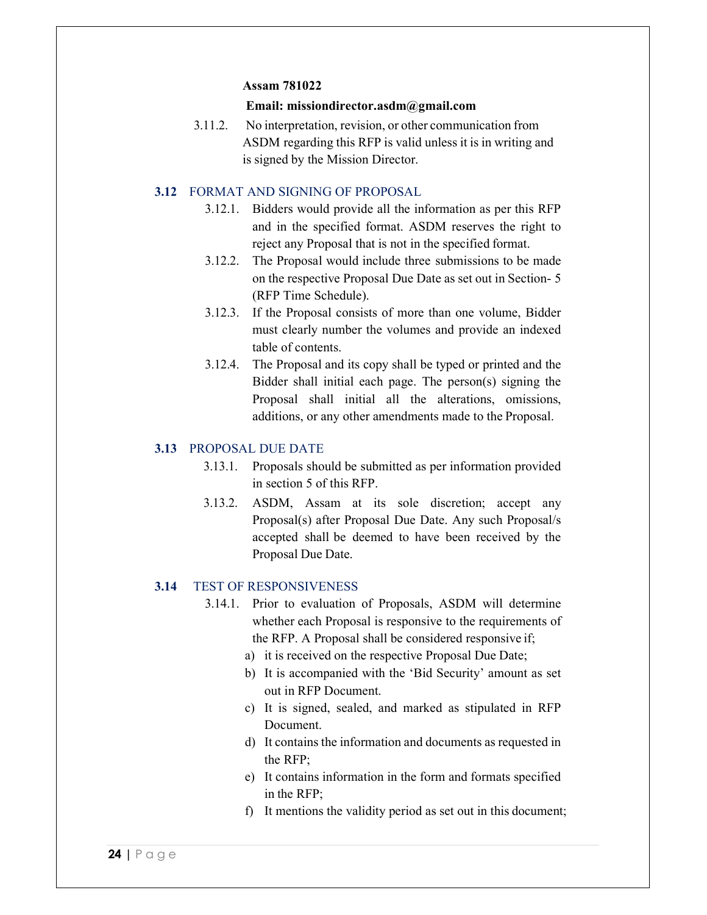**Assam 781022**

**Email: missiondirector.asdm@gmail.com**

3.11.2. No interpretation, revision, or other communication from ASDM regarding this RFP is valid unless it is in writing and is signed by the Mission Director.

## 3.12 FORMAT AND SIGNING OF PROPOSAL

3.12.1. Bidders would provide all the information as per this RFP and in the specified format. ASDM reserves the right to reject any Proposal that is not in the specified format.

3.12.2. The Proposal would include three submissions to be made on the respective Proposal Due Date as set out in Section- 5 (RFP Time Schedule).

3.12.3. If the Proposal consists of more than one volume, Bidder must clearly number the volumes and provide an indexed table of contents.

3.12.4. The Proposal and its copy shall be typed or printed and the Bidder shall initial each page. The person(s) signing the Proposal shall initial all the alterations, omissions, additions, or any other amendments made to the Proposal.

## 3.13 PROPOSAL DUE DATE

3.13.1. Proposals should be submitted as per information provided in section 5 of this RFP.

3.13.2. ASDM, Assam at its sole discretion; accept any Proposal(s) after Proposal Due Date. Any such Proposal/s accepted shall be deemed to have been received by the Proposal Due Date.

## 3.14 TEST OF RESPONSIVENESS

3.14.1. Prior to evaluation of Proposals, ASDM will determine whether each Proposal is responsive to the requirements of the RFP. A Proposal shall be considered responsive if;

a) it is received on the respective Proposal Due Date;
b) It is accompanied with the 'Bid Security' amount as set out in RFP Document.
c) It is signed, sealed, and marked as stipulated in RFP Document.
d) It contains the information and documents as requested in the RFP;
e) It contains information in the form and formats specified in the RFP;
f) It mentions the validity period as set out in this document;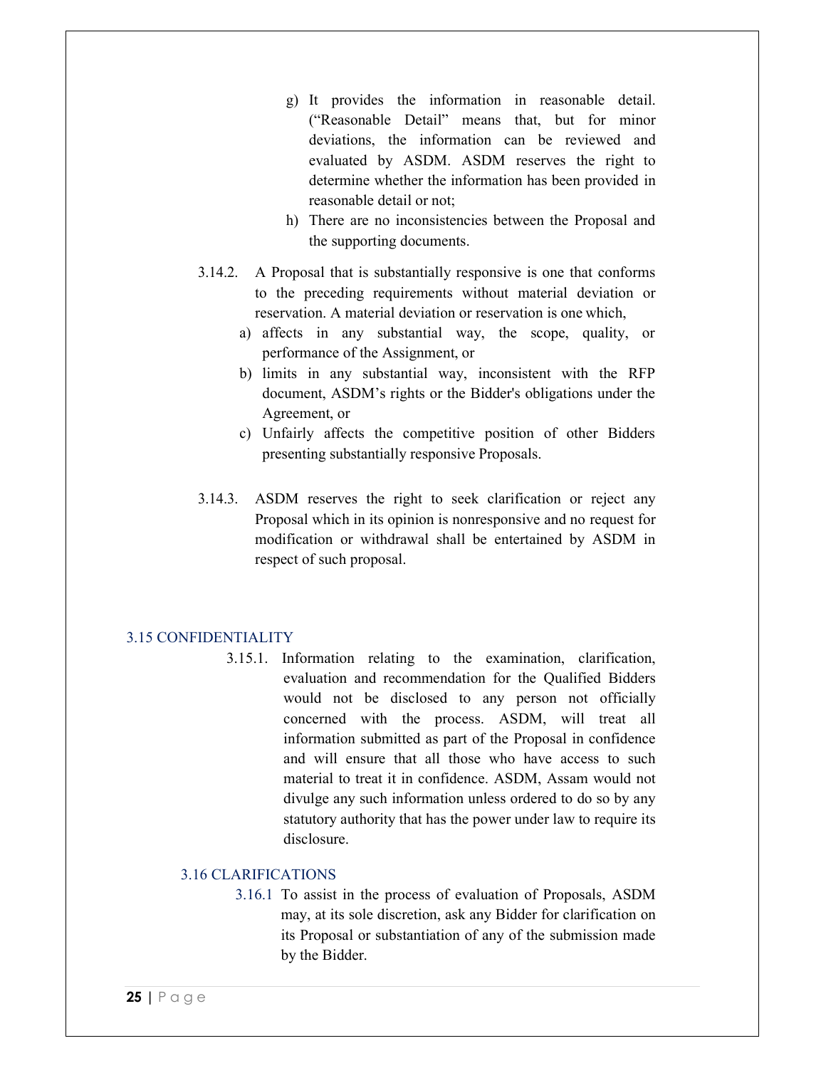g) It provides the information in reasonable detail. ("Reasonable Detail" means that, but for minor deviations, the information can be reviewed and evaluated by ASDM. ASDM reserves the right to determine whether the information has been provided in reasonable detail or not;

h) There are no inconsistencies between the Proposal and the supporting documents.

3.14.2. A Proposal that is substantially responsive is one that conforms to the preceding requirements without material deviation or reservation. A material deviation or reservation is one which,

a) affects in any substantial way, the scope, quality, or performance of the Assignment, or
b) limits in any substantial way, inconsistent with the RFP document, ASDM's rights or the Bidder's obligations under the Agreement, or
c) Unfairly affects the competitive position of other Bidders presenting substantially responsive Proposals.

3.14.3. ASDM reserves the right to seek clarification or reject any Proposal which in its opinion is nonresponsive and no request for modification or withdrawal shall be entertained by ASDM in respect of such proposal.

## 3.15 CONFIDENTIALITY

3.15.1. Information relating to the examination, clarification, evaluation and recommendation for the Qualified Bidders would not be disclosed to any person not officially concerned with the process. ASDM, will treat all information submitted as part of the Proposal in confidence and will ensure that all those who have access to such material to treat it in confidence. ASDM, Assam would not divulge any such information unless ordered to do so by any statutory authority that has the power under law to require its disclosure.

## 3.16 CLARIFICATIONS

3.16.1 To assist in the process of evaluation of Proposals, ASDM may, at its sole discretion, ask any Bidder for clarification on its Proposal or substantiation of any of the submission made by the Bidder.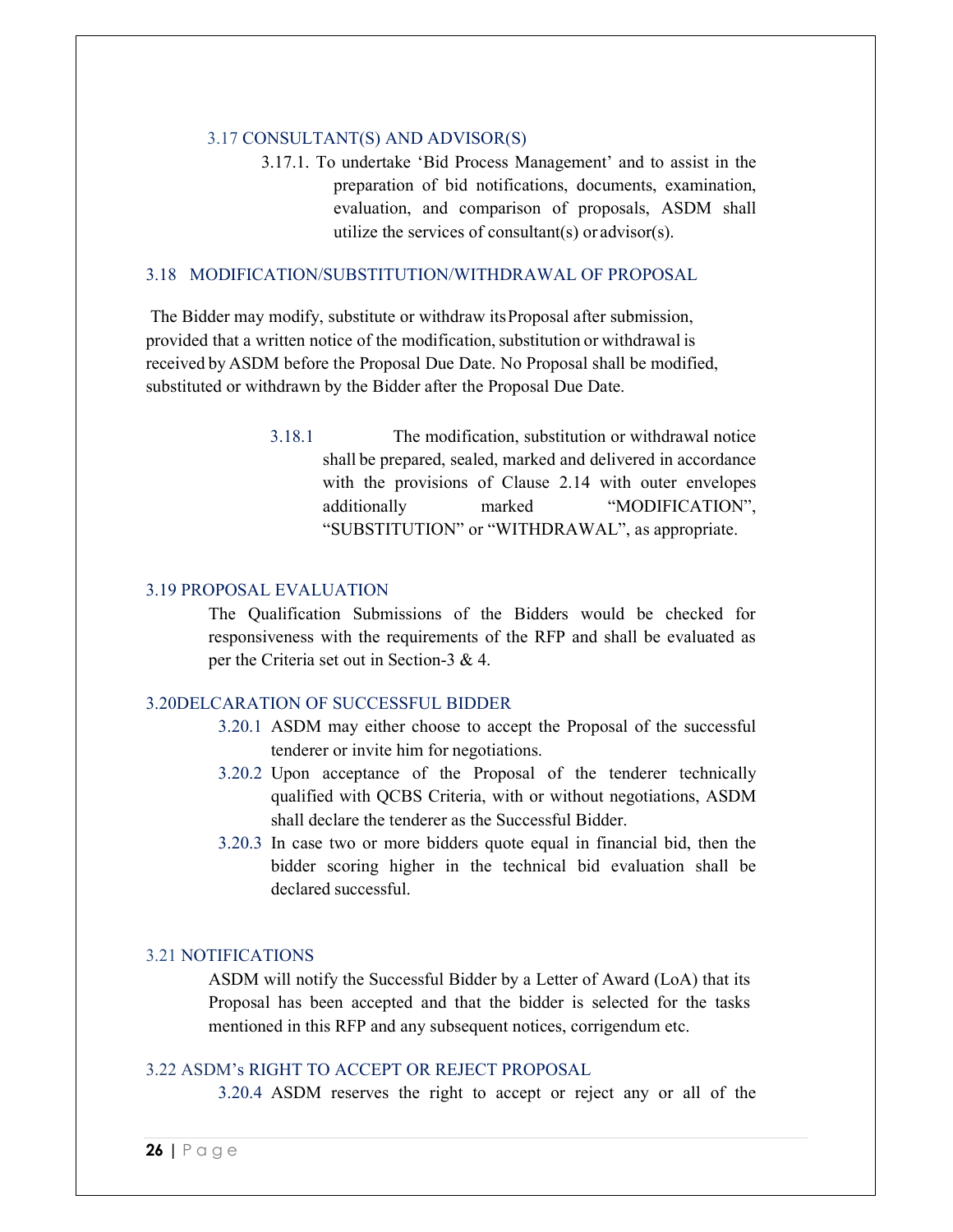### 3.17 CONSULTANT(S) AND ADVISOR(S)

3.17.1. To undertake 'Bid Process Management' and to assist in the preparation of bid notifications, documents, examination, evaluation, and comparison of proposals, ASDM shall utilize the services of consultant(s) or advisor(s).

### 3.18 MODIFICATION/SUBSTITUTION/WITHDRAWAL OF PROPOSAL

The Bidder may modify, substitute or withdraw its Proposal after submission, provided that a written notice of the modification, substitution or withdrawal is received by ASDM before the Proposal Due Date. No Proposal shall be modified, substituted or withdrawn by the Bidder after the Proposal Due Date.

3.18.1 The modification, substitution or withdrawal notice shall be prepared, sealed, marked and delivered in accordance with the provisions of Clause 2.14 with outer envelopes additionally marked "MODIFICATION", "SUBSTITUTION" or "WITHDRAWAL", as appropriate.

### 3.19 PROPOSAL EVALUATION

The Qualification Submissions of the Bidders would be checked for responsiveness with the requirements of the RFP and shall be evaluated as per the Criteria set out in Section-3 & 4.

### 3.20DELCARATION OF SUCCESSFUL BIDDER

3.20.1 ASDM may either choose to accept the Proposal of the successful tenderer or invite him for negotiations.

3.20.2 Upon acceptance of the Proposal of the tenderer technically qualified with QCBS Criteria, with or without negotiations, ASDM shall declare the tenderer as the Successful Bidder.

3.20.3 In case two or more bidders quote equal in financial bid, then the bidder scoring higher in the technical bid evaluation shall be declared successful.

### 3.21 NOTIFICATIONS

ASDM will notify the Successful Bidder by a Letter of Award (LoA) that its Proposal has been accepted and that the bidder is selected for the tasks mentioned in this RFP and any subsequent notices, corrigendum etc.

### 3.22 ASDM's RIGHT TO ACCEPT OR REJECT PROPOSAL

3.20.4 ASDM reserves the right to accept or reject any or all of the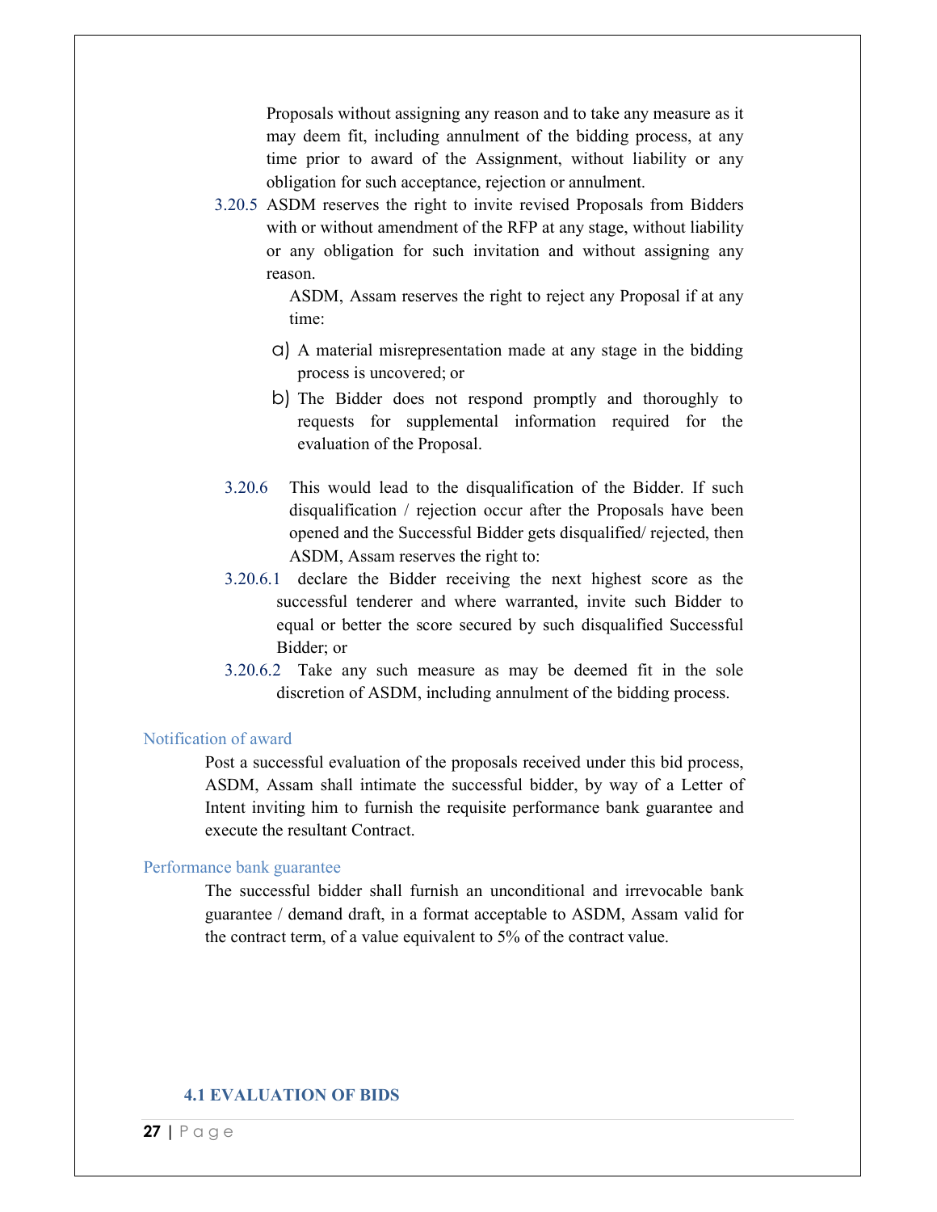Proposals without assigning any reason and to take any measure as it may deem fit, including annulment of the bidding process, at any time prior to award of the Assignment, without liability or any obligation for such acceptance, rejection or annulment.

3.20.5 ASDM reserves the right to invite revised Proposals from Bidders with or without amendment of the RFP at any stage, without liability or any obligation for such invitation and without assigning any reason.

ASDM, Assam reserves the right to reject any Proposal if at any time:

a) A material misrepresentation made at any stage in the bidding process is uncovered; or
b) The Bidder does not respond promptly and thoroughly to requests for supplemental information required for the evaluation of the Proposal.

3.20.6 This would lead to the disqualification of the Bidder. If such disqualification / rejection occur after the Proposals have been opened and the Successful Bidder gets disqualified/ rejected, then ASDM, Assam reserves the right to:

3.20.6.1 declare the Bidder receiving the next highest score as the successful tenderer and where warranted, invite such Bidder to equal or better the score secured by such disqualified Successful Bidder; or

3.20.6.2 Take any such measure as may be deemed fit in the sole discretion of ASDM, including annulment of the bidding process.

### Notification of award

Post a successful evaluation of the proposals received under this bid process, ASDM, Assam shall intimate the successful bidder, by way of a Letter of Intent inviting him to furnish the requisite performance bank guarantee and execute the resultant Contract.

### Performance bank guarantee

The successful bidder shall furnish an unconditional and irrevocable bank guarantee / demand draft, in a format acceptable to ASDM, Assam valid for the contract term, of a value equivalent to 5% of the contract value.

## 4.1 EVALUATION OF BIDS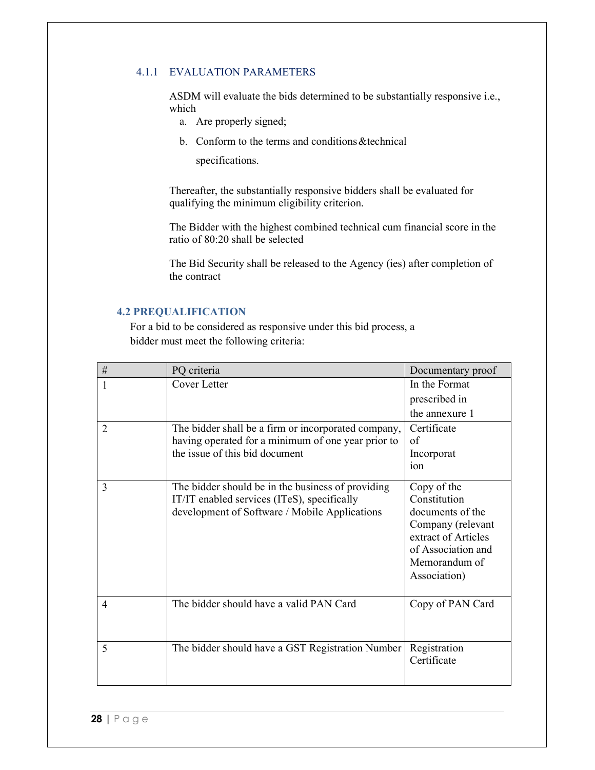### 4.1.1 EVALUATION PARAMETERS

ASDM will evaluate the bids determined to be substantially responsive i.e., which

a. Are properly signed;
b. Conform to the terms and conditions&technical specifications.

Thereafter, the substantially responsive bidders shall be evaluated for qualifying the minimum eligibility criterion.

The Bidder with the highest combined technical cum financial score in the ratio of 80:20 shall be selected

The Bid Security shall be released to the Agency (ies) after completion of the contract

## 4.2 PREQUALIFICATION

For a bid to be considered as responsive under this bid process, a bidder must meet the following criteria:

| # | PQ criteria | Documentary proof |
|---|---|---|
| 1 | Cover Letter | In the Format prescribed in the annexure 1 |
| 2 | The bidder shall be a firm or incorporated company, having operated for a minimum of one year prior to the issue of this bid document | Certificate of Incorporation |
| 3 | The bidder should be in the business of providing IT/IT enabled services (ITeS), specifically development of Software / Mobile Applications | Copy of the Constitution documents of the Company (relevant extract of Articles of Association and Memorandum of Association) |
| 4 | The bidder should have a valid PAN Card | Copy of PAN Card |
| 5 | The bidder should have a GST Registration Number | Registration Certificate |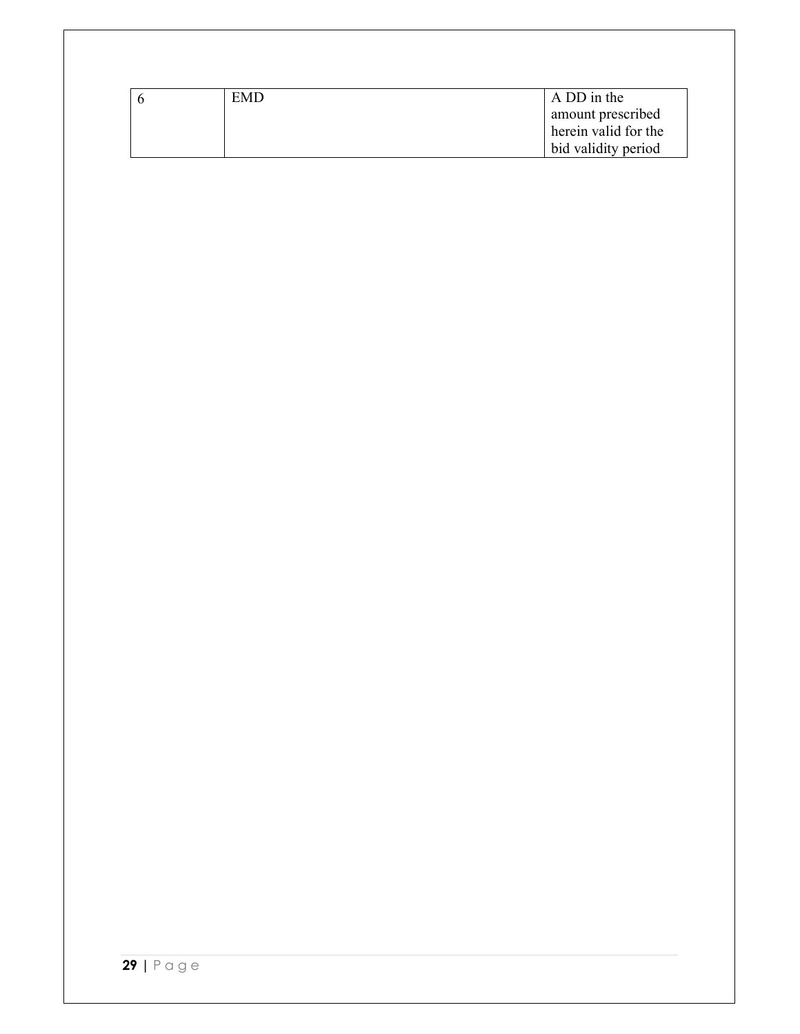| | | |
|---|---|---|
| 6 | EMD | A DD in the amount prescribed herein valid for the bid validity period |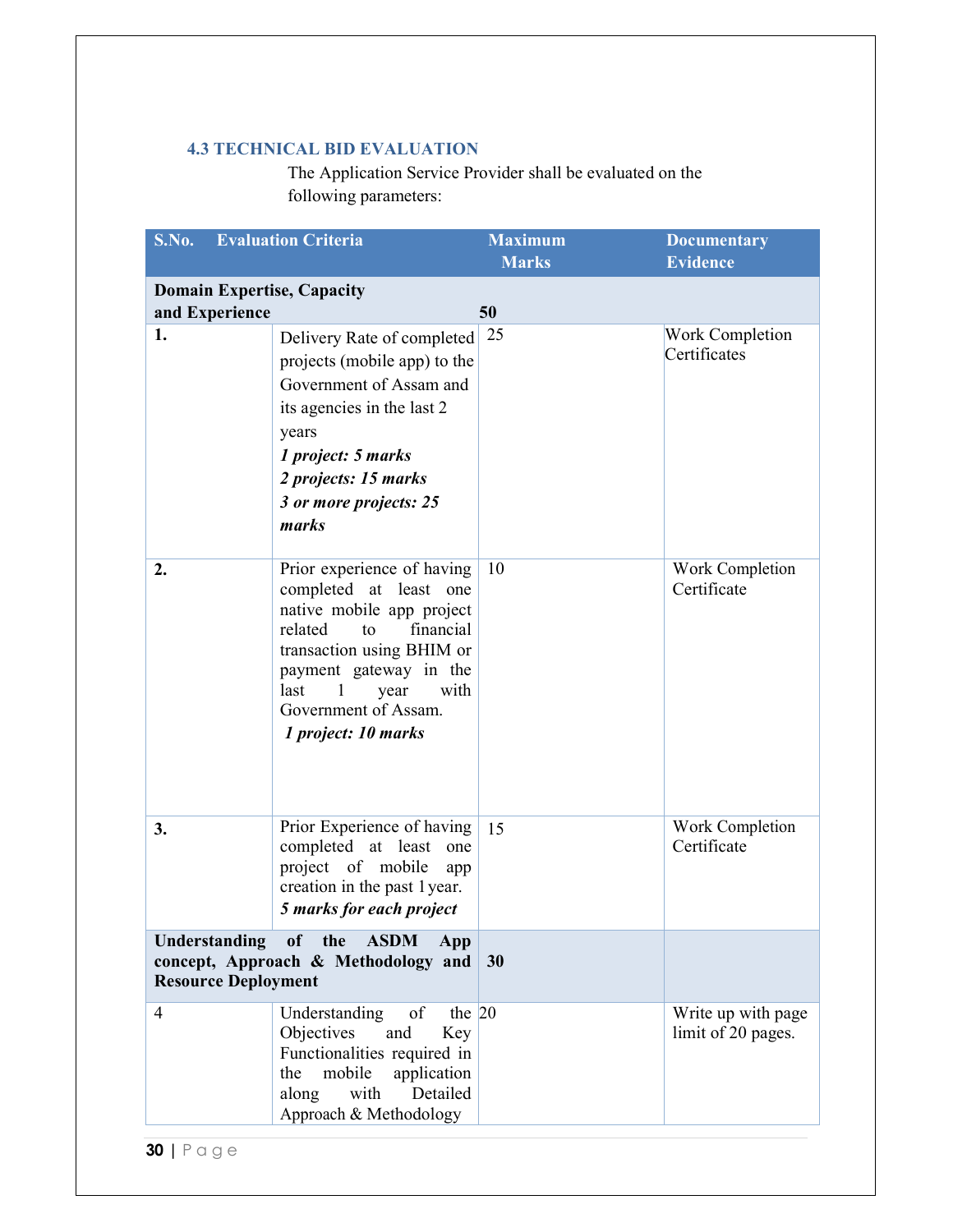### 4.3 TECHNICAL BID EVALUATION

The Application Service Provider shall be evaluated on the following parameters:

| S.No. | Evaluation Criteria | Maximum Marks | Documentary Evidence |
|---|---|---|---|
| **Domain Expertise, Capacity and Experience** | | **50** | |
| **1.** | Delivery Rate of completed projects (mobile app) to the Government of Assam and its agencies in the last 2 years<br>***1 project: 5 marks***<br>***2 projects: 15 marks***<br>***3 or more projects: 25 marks*** | 25 | Work Completion Certificates |
| **2.** | Prior experience of having completed at least one native mobile app project related to financial transaction using BHIM or payment gateway in the last 1 year with Government of Assam.<br>***1 project: 10 marks*** | 10 | Work Completion Certificate |
| **3.** | Prior Experience of having completed at least one project of mobile app creation in the past 1 year.<br>***5 marks for each project*** | 15 | Work Completion Certificate |
| **Understanding of the ASDM App concept, Approach & Methodology and Resource Deployment** | | **30** | |
| 4 | Understanding of the Objectives and Key Functionalities required in the mobile application along with Detailed Approach & Methodology | 20 | Write up with page limit of 20 pages. |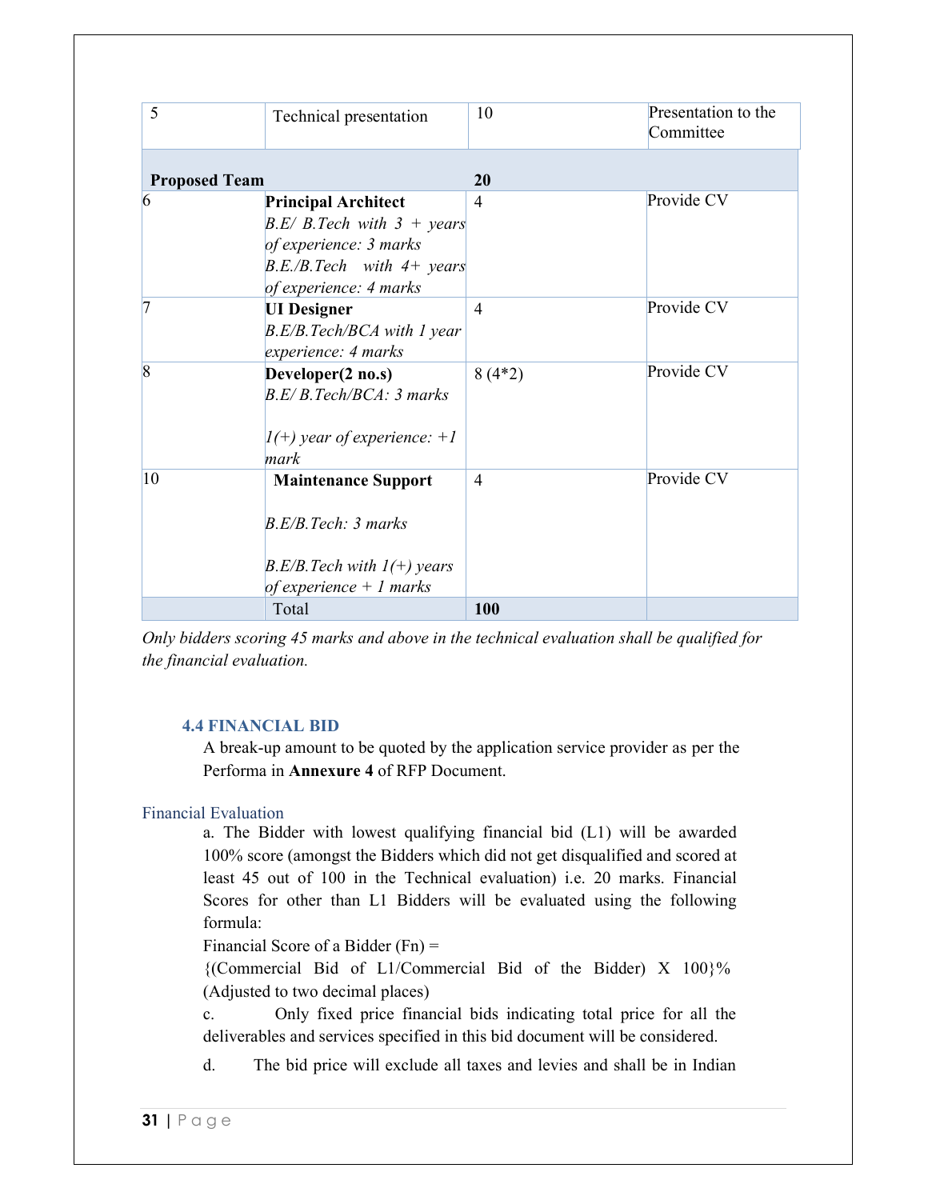| 5 | Technical presentation | 10 | Presentation to the Committee |
|---|---|---|---|
| **Proposed Team** | | **20** | |
| 6 | **Principal Architect**<br>*B.E/ B.Tech with 3 + years of experience: 3 marks*<br>*B.E./B.Tech with 4+ years of experience: 4 marks* | 4 | Provide CV |
| 7 | **UI Designer**<br>*B.E/B.Tech/BCA with 1 year experience: 4 marks* | 4 | Provide CV |
| 8 | **Developer(2 no.s)**<br>*B.E/ B.Tech/BCA: 3 marks*<br><br>*1(+) year of experience: +1 mark* | 8 (4*2) | Provide CV |
| 10 | **Maintenance Support**<br><br>*B.E/B.Tech: 3 marks*<br><br>*B.E/B.Tech with 1(+) years of experience + 1 marks* | 4 | Provide CV |
| | Total | **100** | |

*Only bidders scoring 45 marks and above in the technical evaluation shall be qualified for the financial evaluation.*

### 4.4 FINANCIAL BID

A break-up amount to be quoted by the application service provider as per the Performa in **Annexure 4** of RFP Document.

#### Financial Evaluation

a. The Bidder with lowest qualifying financial bid (L1) will be awarded 100% score (amongst the Bidders which did not get disqualified and scored at least 45 out of 100 in the Technical evaluation) i.e. 20 marks. Financial Scores for other than L1 Bidders will be evaluated using the following formula:

Financial Score of a Bidder (Fn) =

{(Commercial Bid of L1/Commercial Bid of the Bidder) X 100}% (Adjusted to two decimal places)

c. Only fixed price financial bids indicating total price for all the deliverables and services specified in this bid document will be considered.

d. The bid price will exclude all taxes and levies and shall be in Indian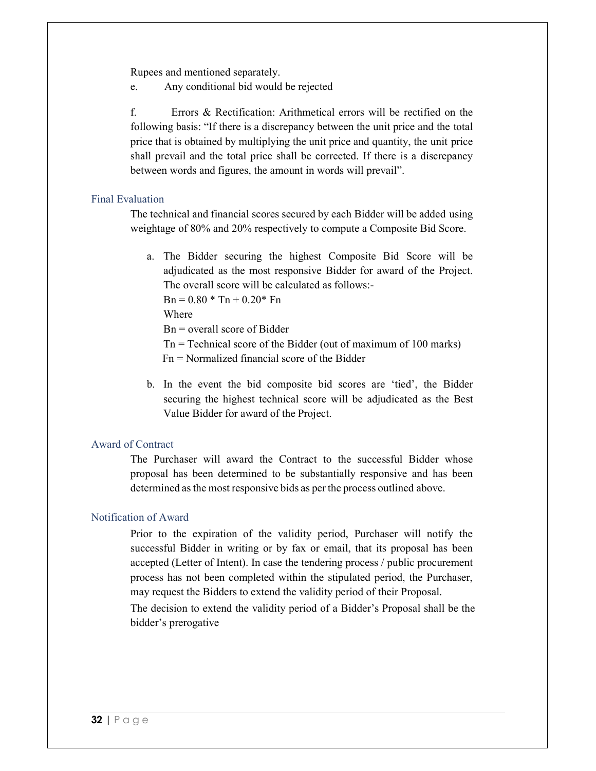Rupees and mentioned separately.

e. Any conditional bid would be rejected

f. Errors & Rectification: Arithmetical errors will be rectified on the following basis: "If there is a discrepancy between the unit price and the total price that is obtained by multiplying the unit price and quantity, the unit price shall prevail and the total price shall be corrected. If there is a discrepancy between words and figures, the amount in words will prevail".

### Final Evaluation

The technical and financial scores secured by each Bidder will be added using weightage of 80% and 20% respectively to compute a Composite Bid Score.

a. The Bidder securing the highest Composite Bid Score will be adjudicated as the most responsive Bidder for award of the Project. The overall score will be calculated as follows:-

   $Bn = 0.80 * Tn + 0.20 * Fn$

   Where

   Bn = overall score of Bidder

   Tn = Technical score of the Bidder (out of maximum of 100 marks)

   Fn = Normalized financial score of the Bidder

b. In the event the bid composite bid scores are 'tied', the Bidder securing the highest technical score will be adjudicated as the Best Value Bidder for award of the Project.

### Award of Contract

The Purchaser will award the Contract to the successful Bidder whose proposal has been determined to be substantially responsive and has been determined as the most responsive bids as per the process outlined above.

### Notification of Award

Prior to the expiration of the validity period, Purchaser will notify the successful Bidder in writing or by fax or email, that its proposal has been accepted (Letter of Intent). In case the tendering process / public procurement process has not been completed within the stipulated period, the Purchaser, may request the Bidders to extend the validity period of their Proposal.

The decision to extend the validity period of a Bidder's Proposal shall be the bidder's prerogative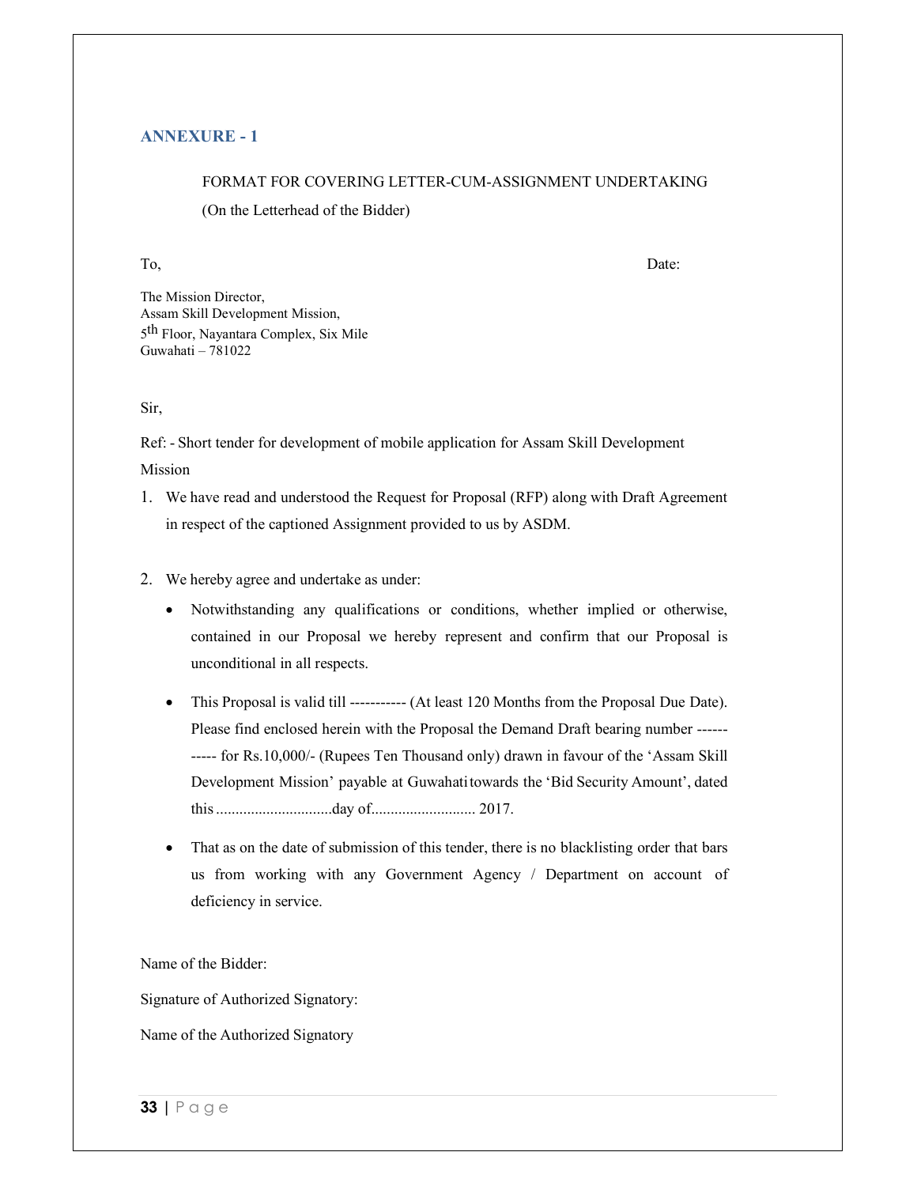## ANNEXURE - 1

FORMAT FOR COVERING LETTER-CUM-ASSIGNMENT UNDERTAKING

(On the Letterhead of the Bidder)

To,                                                                                                                    Date:

The Mission Director,
Assam Skill Development Mission,
5th Floor, Nayantara Complex, Six Mile
Guwahati – 781022

Sir,

Ref: - Short tender for development of mobile application for Assam Skill Development Mission

1. We have read and understood the Request for Proposal (RFP) along with Draft Agreement in respect of the captioned Assignment provided to us by ASDM.

2. We hereby agree and undertake as under:

   - Notwithstanding any qualifications or conditions, whether implied or otherwise, contained in our Proposal we hereby represent and confirm that our Proposal is unconditional in all respects.

   - This Proposal is valid till ----------- (At least 120 Months from the Proposal Due Date). Please find enclosed herein with the Proposal the Demand Draft bearing number ----------- for Rs.10,000/- (Rupees Ten Thousand only) drawn in favour of the 'Assam Skill Development Mission' payable at Guwahati towards the 'Bid Security Amount', dated this ..............................day of........................... 2017.

   - That as on the date of submission of this tender, there is no blacklisting order that bars us from working with any Government Agency / Department on account of deficiency in service.

Name of the Bidder:

Signature of Authorized Signatory:

Name of the Authorized Signatory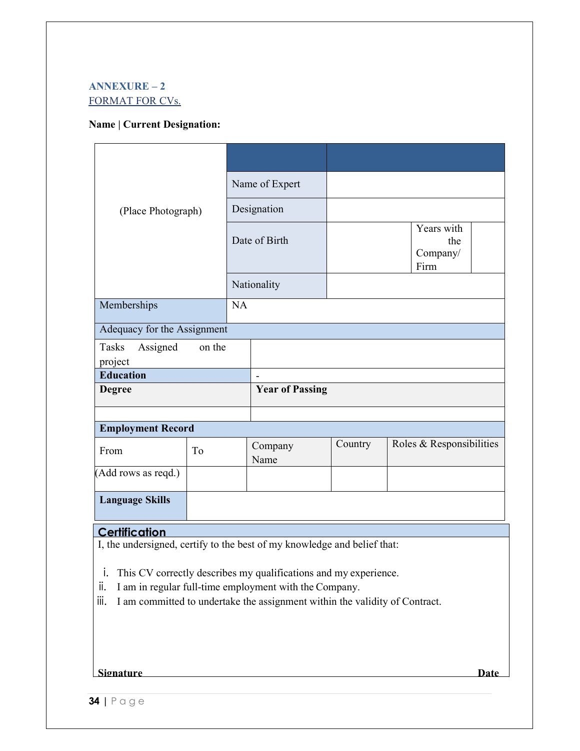**ANNEXURE – 2**

FORMAT FOR CVs.

**Name | Current Designation:**

| | | | | |
|---|---|---|---|---|
| (Place Photograph) | | | | |
| | Name of Expert | | | |
| | Designation | | | |
| | Date of Birth | | Years with the Company/ Firm | |
| | Nationality | | | |
| Memberships | NA | | | |
| Adequacy for the Assignment | | | | |
| Tasks Assigned on the project | | | | |
| **Education** | - | | | |
| **Degree** | **Year of Passing** | | | |
| | | | | |

| | | | | |
|---|---|---|---|---|
| **Employment Record** | | | | |
| From | To | Company Name | Country | Roles & Responsibilities |
| (Add rows as reqd.) | | | | |
| **Language Skills** | | | | |

**Certification**

I, the undersigned, certify to the best of my knowledge and belief that:

i. This CV correctly describes my qualifications and my experience.
ii. I am in regular full-time employment with the Company.
iii. I am committed to undertake the assignment within the validity of Contract.

**Signature** **Date**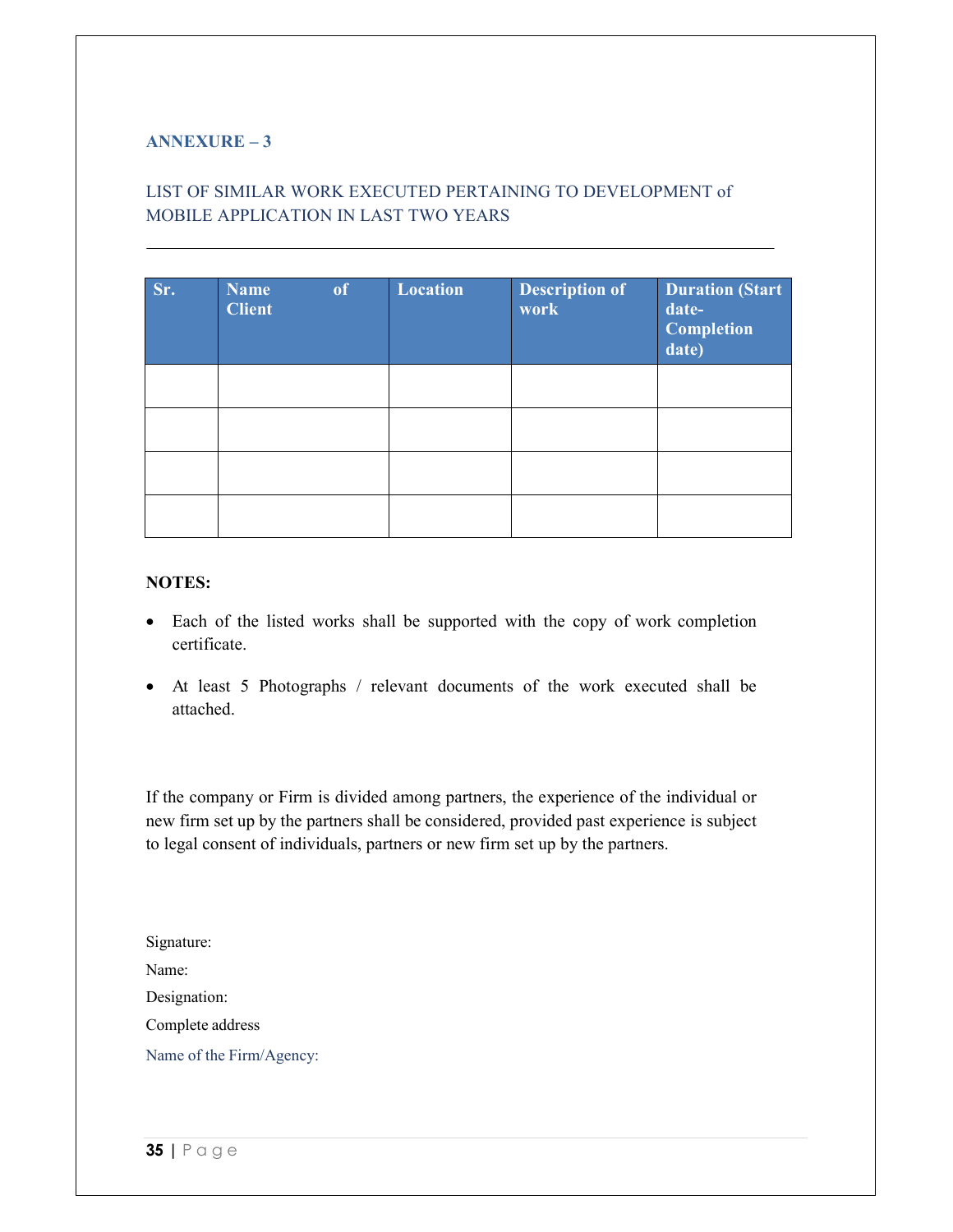## ANNEXURE – 3

LIST OF SIMILAR WORK EXECUTED PERTAINING TO DEVELOPMENT of MOBILE APPLICATION IN LAST TWO YEARS

---

| Sr. | Name of Client | Location | Description of work | Duration (Start date- Completion date) |
|---|---|---|---|---|
| | | | | |
| | | | | |
| | | | | |
| | | | | |

**NOTES:**

- Each of the listed works shall be supported with the copy of work completion certificate.
- At least 5 Photographs / relevant documents of the work executed shall be attached.

If the company or Firm is divided among partners, the experience of the individual or new firm set up by the partners shall be considered, provided past experience is subject to legal consent of individuals, partners or new firm set up by the partners.

Signature:

Name:

Designation:

Complete address

Name of the Firm/Agency: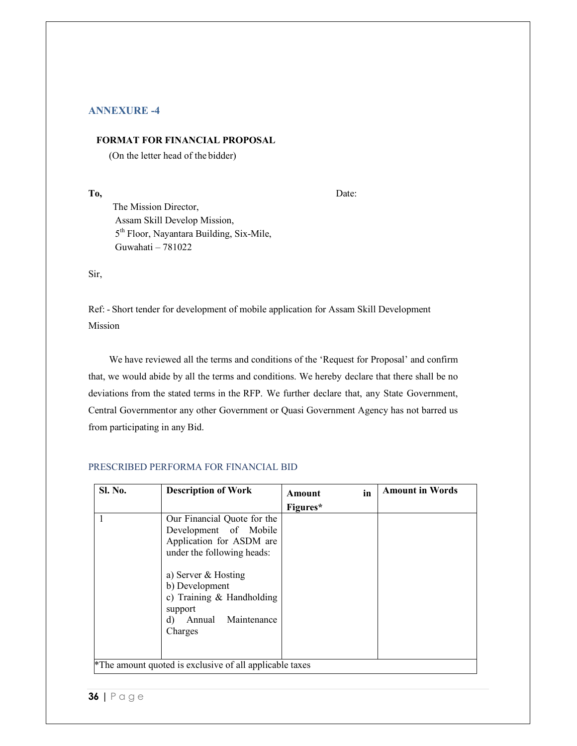## ANNEXURE -4

**FORMAT FOR FINANCIAL PROPOSAL**

(On the letter head of the bidder)

**To,** Date:

The Mission Director,
Assam Skill Develop Mission,
5th Floor, Nayantara Building, Six-Mile,
Guwahati – 781022

Sir,

Ref: - Short tender for development of mobile application for Assam Skill Development Mission

We have reviewed all the terms and conditions of the 'Request for Proposal' and confirm that, we would abide by all the terms and conditions. We hereby declare that there shall be no deviations from the stated terms in the RFP. We further declare that, any State Government, Central Governmentor any other Government or Quasi Government Agency has not barred us from participating in any Bid.

### PRESCRIBED PERFORMA FOR FINANCIAL BID

| Sl. No. | Description of Work | Amount in Figures* | Amount in Words |
|---|---|---|---|
| 1 | Our Financial Quote for the Development of Mobile Application for ASDM are under the following heads:<br><br>a) Server & Hosting<br>b) Development<br>c) Training & Handholding support<br>d) Annual Maintenance Charges | | |
| *The amount quoted is exclusive of all applicable taxes | | | |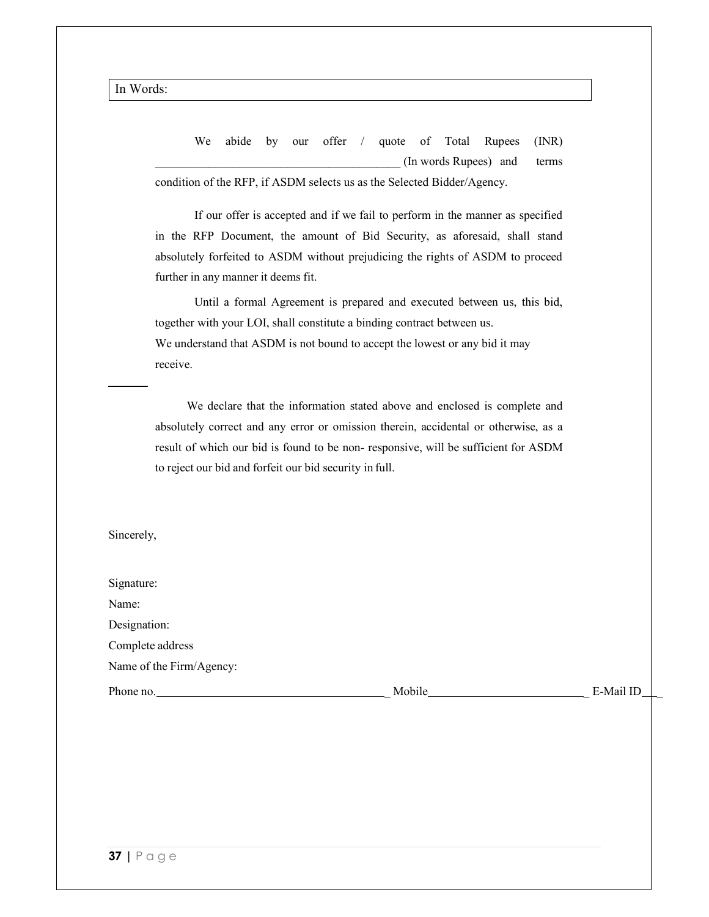| In Words: |
| --- |

We abide by our offer / quote of Total Rupees (INR) ________________________________________ (In words Rupees) and terms condition of the RFP, if ASDM selects us as the Selected Bidder/Agency.

If our offer is accepted and if we fail to perform in the manner as specified in the RFP Document, the amount of Bid Security, as aforesaid, shall stand absolutely forfeited to ASDM without prejudicing the rights of ASDM to proceed further in any manner it deems fit.

Until a formal Agreement is prepared and executed between us, this bid, together with your LOI, shall constitute a binding contract between us.
We understand that ASDM is not bound to accept the lowest or any bid it may receive.

We declare that the information stated above and enclosed is complete and absolutely correct and any error or omission therein, accidental or otherwise, as a result of which our bid is found to be non- responsive, will be sufficient for ASDM to reject our bid and forfeit our bid security in full.

Sincerely,

Signature:
Name:
Designation:
Complete address
Name of the Firm/Agency:
Phone no.______________________________________ Mobile__________________________ E-Mail ID___